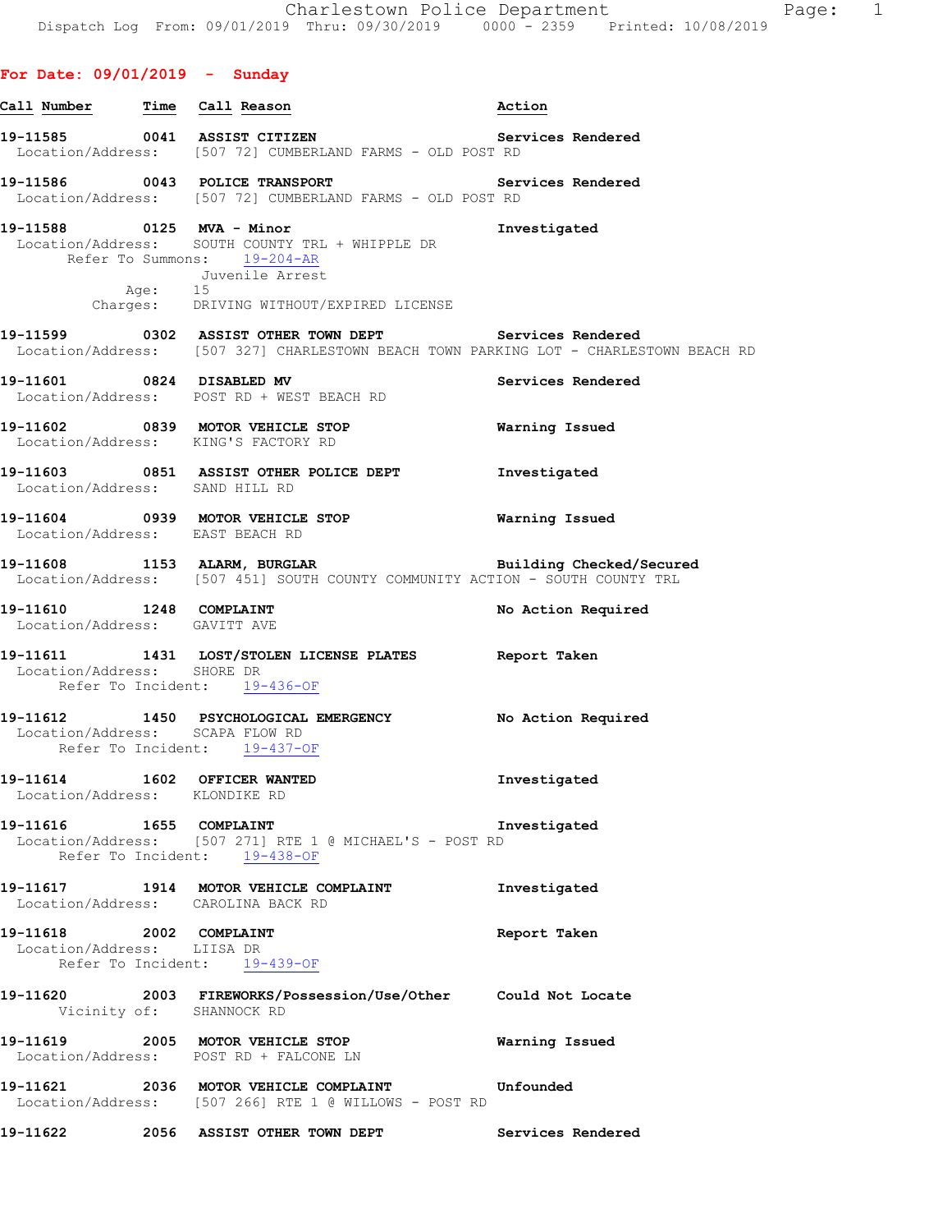Charlestown Police Department
Dispatch Log From: 09/01/2019 Thru: 09/30/2019 0000 - 2359 Printed: 10/08/2019

## For Date: 09/01/2019 - Sunday

**Call Number** **Time** **Call Reason** **Action**

**19-11585 0041 ASSIST CITIZEN** **Services Rendered**
Location/Address: [507 72] CUMBERLAND FARMS - OLD POST RD

**19-11586 0043 POLICE TRANSPORT** **Services Rendered**
Location/Address: [507 72] CUMBERLAND FARMS - OLD POST RD

**19-11588 0125 MVA - Minor** **Investigated**
Location/Address: SOUTH COUNTY TRL + WHIPPLE DR
Refer To Summons: 19-204-AR
Juvenile Arrest
Age: 15
Charges: DRIVING WITHOUT/EXPIRED LICENSE

**19-11599 0302 ASSIST OTHER TOWN DEPT** **Services Rendered**
Location/Address: [507 327] CHARLESTOWN BEACH TOWN PARKING LOT - CHARLESTOWN BEACH RD

**19-11601 0824 DISABLED MV** **Services Rendered**
Location/Address: POST RD + WEST BEACH RD

**19-11602 0839 MOTOR VEHICLE STOP** **Warning Issued**
Location/Address: KING'S FACTORY RD

**19-11603 0851 ASSIST OTHER POLICE DEPT** **Investigated**
Location/Address: SAND HILL RD

**19-11604 0939 MOTOR VEHICLE STOP** **Warning Issued**
Location/Address: EAST BEACH RD

**19-11608 1153 ALARM, BURGLAR** **Building Checked/Secured**
Location/Address: [507 451] SOUTH COUNTY COMMUNITY ACTION - SOUTH COUNTY TRL

**19-11610 1248 COMPLAINT** **No Action Required**
Location/Address: GAVITT AVE

**19-11611 1431 LOST/STOLEN LICENSE PLATES** **Report Taken**
Location/Address: SHORE DR
Refer To Incident: 19-436-OF

**19-11612 1450 PSYCHOLOGICAL EMERGENCY** **No Action Required**
Location/Address: SCAPA FLOW RD
Refer To Incident: 19-437-OF

**19-11614 1602 OFFICER WANTED** **Investigated**
Location/Address: KLONDIKE RD

**19-11616 1655 COMPLAINT** **Investigated**
Location/Address: [507 271] RTE 1 @ MICHAEL'S - POST RD
Refer To Incident: 19-438-OF

**19-11617 1914 MOTOR VEHICLE COMPLAINT** **Investigated**
Location/Address: CAROLINA BACK RD

**19-11618 2002 COMPLAINT** **Report Taken**
Location/Address: LIISA DR
Refer To Incident: 19-439-OF

**19-11620 2003 FIREWORKS/Possession/Use/Other** **Could Not Locate**
Vicinity of: SHANNOCK RD

**19-11619 2005 MOTOR VEHICLE STOP** **Warning Issued**
Location/Address: POST RD + FALCONE LN

**19-11621 2036 MOTOR VEHICLE COMPLAINT** **Unfounded**
Location/Address: [507 266] RTE 1 @ WILLOWS - POST RD

**19-11622 2056 ASSIST OTHER TOWN DEPT** **Services Rendered**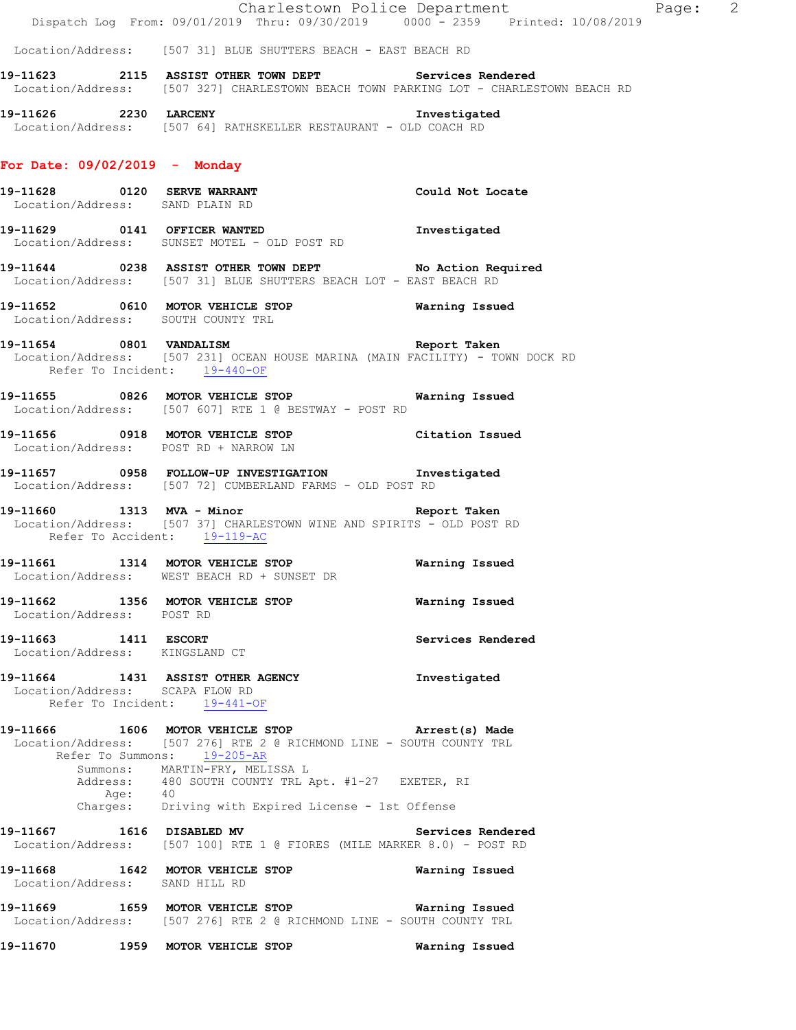Location/Address: [507 31] BLUE SHUTTERS BEACH - EAST BEACH RD

**19-11623 2115 ASSIST OTHER TOWN DEPT** Services Rendered
Location/Address: [507 327] CHARLESTOWN BEACH TOWN PARKING LOT - CHARLESTOWN BEACH RD

**19-11626 2230 LARCENY** Investigated
Location/Address: [507 64] RATHSKELLER RESTAURANT - OLD COACH RD

## For Date: 09/02/2019 - Monday

**19-11628 0120 SERVE WARRANT** Could Not Locate
Location/Address: SAND PLAIN RD

**19-11629 0141 OFFICER WANTED** Investigated
Location/Address: SUNSET MOTEL - OLD POST RD

**19-11644 0238 ASSIST OTHER TOWN DEPT** No Action Required
Location/Address: [507 31] BLUE SHUTTERS BEACH LOT - EAST BEACH RD

**19-11652 0610 MOTOR VEHICLE STOP** Warning Issued
Location/Address: SOUTH COUNTY TRL

**19-11654 0801 VANDALISM** Report Taken
Location/Address: [507 231] OCEAN HOUSE MARINA (MAIN FACILITY) - TOWN DOCK RD
Refer To Incident: 19-440-OF

**19-11655 0826 MOTOR VEHICLE STOP** Warning Issued
Location/Address: [507 607] RTE 1 @ BESTWAY - POST RD

**19-11656 0918 MOTOR VEHICLE STOP** Citation Issued
Location/Address: POST RD + NARROW LN

**19-11657 0958 FOLLOW-UP INVESTIGATION** Investigated
Location/Address: [507 72] CUMBERLAND FARMS - OLD POST RD

**19-11660 1313 MVA - Minor** Report Taken
Location/Address: [507 37] CHARLESTOWN WINE AND SPIRITS - OLD POST RD
Refer To Accident: 19-119-AC

**19-11661 1314 MOTOR VEHICLE STOP** Warning Issued
Location/Address: WEST BEACH RD + SUNSET DR

**19-11662 1356 MOTOR VEHICLE STOP** Warning Issued
Location/Address: POST RD

**19-11663 1411 ESCORT** Services Rendered
Location/Address: KINGSLAND CT

**19-11664 1431 ASSIST OTHER AGENCY** Investigated
Location/Address: SCAPA FLOW RD
Refer To Incident: 19-441-OF

**19-11666 1606 MOTOR VEHICLE STOP** Arrest(s) Made
Location/Address: [507 276] RTE 2 @ RICHMOND LINE - SOUTH COUNTY TRL
Refer To Summons: 19-205-AR
Summons: MARTIN-FRY, MELISSA L
Address: 480 SOUTH COUNTY TRL Apt. #1-27 EXETER, RI
Age: 40
Charges: Driving with Expired License - 1st Offense

**19-11667 1616 DISABLED MV** Services Rendered
Location/Address: [507 100] RTE 1 @ FIORES (MILE MARKER 8.0) - POST RD

**19-11668 1642 MOTOR VEHICLE STOP** Warning Issued
Location/Address: SAND HILL RD

**19-11669 1659 MOTOR VEHICLE STOP** Warning Issued
Location/Address: [507 276] RTE 2 @ RICHMOND LINE - SOUTH COUNTY TRL

**19-11670 1959 MOTOR VEHICLE STOP** Warning Issued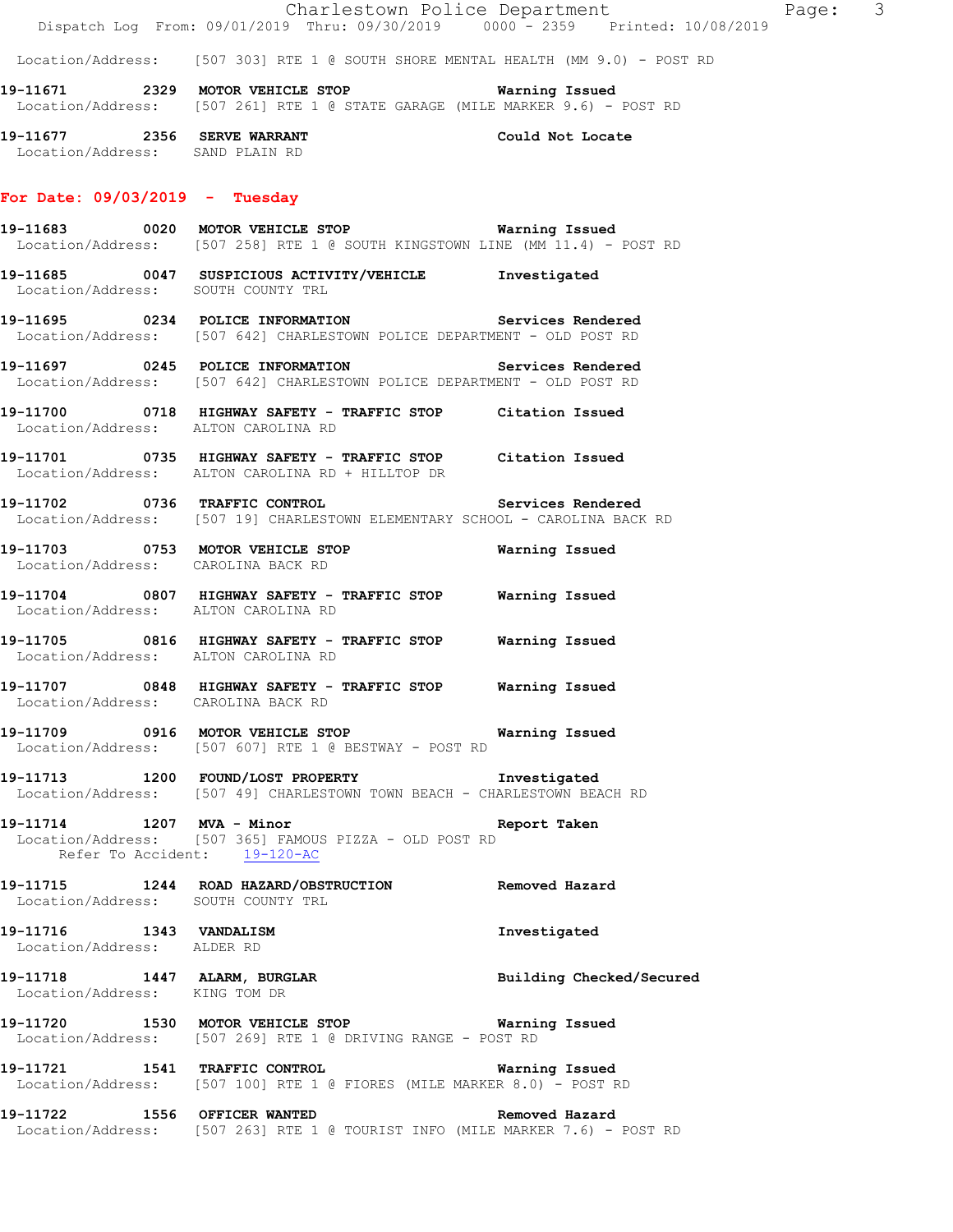Location/Address: [507 303] RTE 1 @ SOUTH SHORE MENTAL HEALTH (MM 9.0) - POST RD

**19-11671 2329 MOTOR VEHICLE STOP** Warning Issued
Location/Address: [507 261] RTE 1 @ STATE GARAGE (MILE MARKER 9.6) - POST RD

**19-11677 2356 SERVE WARRANT** Could Not Locate
Location/Address: SAND PLAIN RD

## For Date: 09/03/2019 - Tuesday

**19-11683 0020 MOTOR VEHICLE STOP** Warning Issued
Location/Address: [507 258] RTE 1 @ SOUTH KINGSTOWN LINE (MM 11.4) - POST RD

**19-11685 0047 SUSPICIOUS ACTIVITY/VEHICLE** Investigated
Location/Address: SOUTH COUNTY TRL

**19-11695 0234 POLICE INFORMATION** Services Rendered
Location/Address: [507 642] CHARLESTOWN POLICE DEPARTMENT - OLD POST RD

**19-11697 0245 POLICE INFORMATION** Services Rendered
Location/Address: [507 642] CHARLESTOWN POLICE DEPARTMENT - OLD POST RD

**19-11700 0718 HIGHWAY SAFETY - TRAFFIC STOP** Citation Issued
Location/Address: ALTON CAROLINA RD

**19-11701 0735 HIGHWAY SAFETY - TRAFFIC STOP** Citation Issued
Location/Address: ALTON CAROLINA RD + HILLTOP DR

**19-11702 0736 TRAFFIC CONTROL** Services Rendered
Location/Address: [507 19] CHARLESTOWN ELEMENTARY SCHOOL - CAROLINA BACK RD

**19-11703 0753 MOTOR VEHICLE STOP** Warning Issued
Location/Address: CAROLINA BACK RD

**19-11704 0807 HIGHWAY SAFETY - TRAFFIC STOP** Warning Issued
Location/Address: ALTON CAROLINA RD

**19-11705 0816 HIGHWAY SAFETY - TRAFFIC STOP** Warning Issued
Location/Address: ALTON CAROLINA RD

**19-11707 0848 HIGHWAY SAFETY - TRAFFIC STOP** Warning Issued
Location/Address: CAROLINA BACK RD

**19-11709 0916 MOTOR VEHICLE STOP** Warning Issued
Location/Address: [507 607] RTE 1 @ BESTWAY - POST RD

**19-11713 1200 FOUND/LOST PROPERTY** Investigated
Location/Address: [507 49] CHARLESTOWN TOWN BEACH - CHARLESTOWN BEACH RD

**19-11714 1207 MVA - Minor** Report Taken
Location/Address: [507 365] FAMOUS PIZZA - OLD POST RD
Refer To Accident: 19-120-AC

**19-11715 1244 ROAD HAZARD/OBSTRUCTION** Removed Hazard
Location/Address: SOUTH COUNTY TRL

**19-11716 1343 VANDALISM** Investigated
Location/Address: ALDER RD

**19-11718 1447 ALARM, BURGLAR** Building Checked/Secured
Location/Address: KING TOM DR

**19-11720 1530 MOTOR VEHICLE STOP** Warning Issued
Location/Address: [507 269] RTE 1 @ DRIVING RANGE - POST RD

**19-11721 1541 TRAFFIC CONTROL** Warning Issued
Location/Address: [507 100] RTE 1 @ FIORES (MILE MARKER 8.0) - POST RD

**19-11722 1556 OFFICER WANTED** Removed Hazard
Location/Address: [507 263] RTE 1 @ TOURIST INFO (MILE MARKER 7.6) - POST RD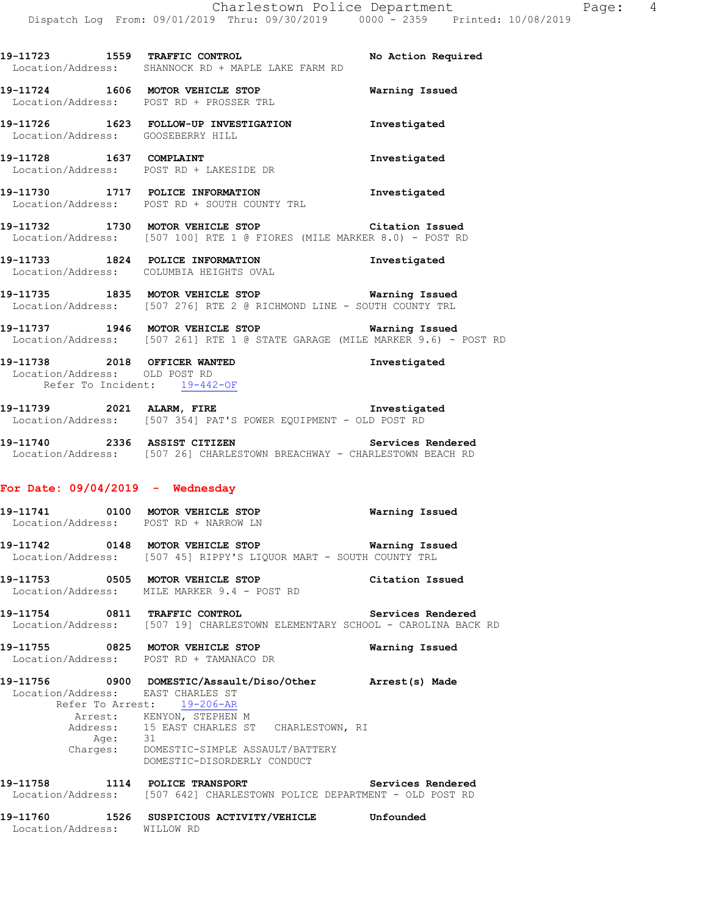**19-11723** 1559 **TRAFFIC CONTROL** **No Action Required**
Location/Address: SHANNOCK RD + MAPLE LAKE FARM RD

**19-11724** 1606 **MOTOR VEHICLE STOP** **Warning Issued**
Location/Address: POST RD + PROSSER TRL

**19-11726** 1623 **FOLLOW-UP INVESTIGATION** **Investigated**
Location/Address: GOOSEBERRY HILL

**19-11728** 1637 **COMPLAINT** **Investigated**
Location/Address: POST RD + LAKESIDE DR

**19-11730** 1717 **POLICE INFORMATION** **Investigated**
Location/Address: POST RD + SOUTH COUNTY TRL

**19-11732** 1730 **MOTOR VEHICLE STOP** **Citation Issued**
Location/Address: [507 100] RTE 1 @ FIORES (MILE MARKER 8.0) - POST RD

**19-11733** 1824 **POLICE INFORMATION** **Investigated**
Location/Address: COLUMBIA HEIGHTS OVAL

**19-11735** 1835 **MOTOR VEHICLE STOP** **Warning Issued**
Location/Address: [507 276] RTE 2 @ RICHMOND LINE - SOUTH COUNTY TRL

**19-11737** 1946 **MOTOR VEHICLE STOP** **Warning Issued**
Location/Address: [507 261] RTE 1 @ STATE GARAGE (MILE MARKER 9.6) - POST RD

**19-11738** 2018 **OFFICER WANTED** **Investigated**
Location/Address: OLD POST RD
Refer To Incident: 19-442-OF

**19-11739** 2021 **ALARM, FIRE** **Investigated**
Location/Address: [507 354] PAT'S POWER EQUIPMENT - OLD POST RD

**19-11740** 2336 **ASSIST CITIZEN** **Services Rendered**
Location/Address: [507 26] CHARLESTOWN BREACHWAY - CHARLESTOWN BEACH RD

## For Date: 09/04/2019 - Wednesday

**19-11741** 0100 **MOTOR VEHICLE STOP** **Warning Issued**
Location/Address: POST RD + NARROW LN

**19-11742** 0148 **MOTOR VEHICLE STOP** **Warning Issued**
Location/Address: [507 45] RIPPY'S LIQUOR MART - SOUTH COUNTY TRL

**19-11753** 0505 **MOTOR VEHICLE STOP** **Citation Issued**
Location/Address: MILE MARKER 9.4 - POST RD

**19-11754** 0811 **TRAFFIC CONTROL** **Services Rendered**
Location/Address: [507 19] CHARLESTOWN ELEMENTARY SCHOOL - CAROLINA BACK RD

**19-11755** 0825 **MOTOR VEHICLE STOP** **Warning Issued**
Location/Address: POST RD + TAMANACO DR

**19-11756** 0900 **DOMESTIC/Assault/Diso/Other** **Arrest(s) Made**
Location/Address: EAST CHARLES ST
Refer To Arrest: 19-206-AR
Arrest: KENYON, STEPHEN M
Address: 15 EAST CHARLES ST CHARLESTOWN, RI
Age: 31
Charges: DOMESTIC-SIMPLE ASSAULT/BATTERY
DOMESTIC-DISORDERLY CONDUCT

**19-11758** 1114 **POLICE TRANSPORT** **Services Rendered**
Location/Address: [507 642] CHARLESTOWN POLICE DEPARTMENT - OLD POST RD

**19-11760** 1526 **SUSPICIOUS ACTIVITY/VEHICLE** **Unfounded**
Location/Address: WILLOW RD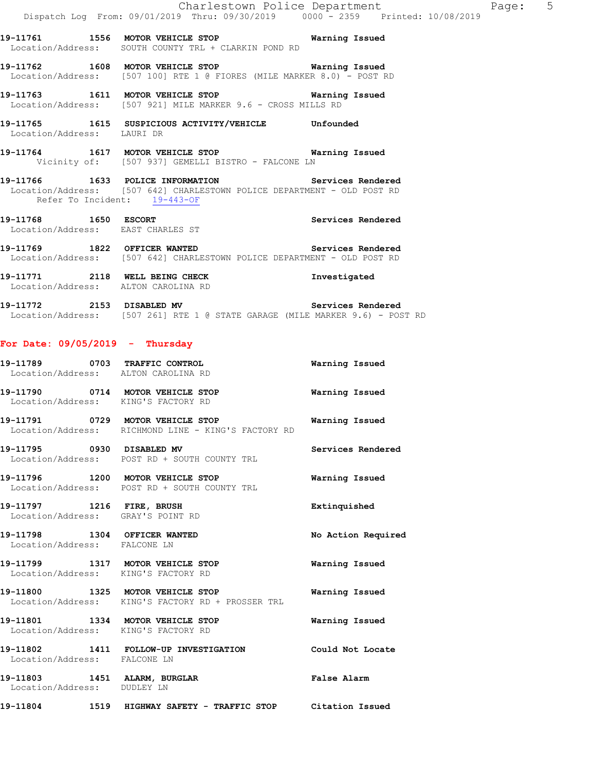**19-11761** 1556 **MOTOR VEHICLE STOP** Warning Issued
Location/Address: SOUTH COUNTY TRL + CLARKIN POND RD

**19-11762** 1608 **MOTOR VEHICLE STOP** Warning Issued
Location/Address: [507 100] RTE 1 @ FIORES (MILE MARKER 8.0) - POST RD

**19-11763** 1611 **MOTOR VEHICLE STOP** Warning Issued
Location/Address: [507 921] MILE MARKER 9.6 - CROSS MILLS RD

**19-11765** 1615 **SUSPICIOUS ACTIVITY/VEHICLE** Unfounded
Location/Address: LAURI DR

**19-11764** 1617 **MOTOR VEHICLE STOP** Warning Issued
Vicinity of: [507 937] GEMELLI BISTRO - FALCONE LN

**19-11766** 1633 **POLICE INFORMATION** Services Rendered
Location/Address: [507 642] CHARLESTOWN POLICE DEPARTMENT - OLD POST RD
Refer To Incident: 19-443-OF

**19-11768** 1650 **ESCORT** Services Rendered
Location/Address: EAST CHARLES ST

**19-11769** 1822 **OFFICER WANTED** Services Rendered
Location/Address: [507 642] CHARLESTOWN POLICE DEPARTMENT - OLD POST RD

**19-11771** 2118 **WELL BEING CHECK** Investigated
Location/Address: ALTON CAROLINA RD

**19-11772** 2153 **DISABLED MV** Services Rendered
Location/Address: [507 261] RTE 1 @ STATE GARAGE (MILE MARKER 9.6) - POST RD

## For Date: 09/05/2019 - Thursday

**19-11789** 0703 **TRAFFIC CONTROL** Warning Issued
Location/Address: ALTON CAROLINA RD

**19-11790** 0714 **MOTOR VEHICLE STOP** Warning Issued
Location/Address: KING'S FACTORY RD

**19-11791** 0729 **MOTOR VEHICLE STOP** Warning Issued
Location/Address: RICHMOND LINE - KING'S FACTORY RD

**19-11795** 0930 **DISABLED MV** Services Rendered
Location/Address: POST RD + SOUTH COUNTY TRL

**19-11796** 1200 **MOTOR VEHICLE STOP** Warning Issued
Location/Address: POST RD + SOUTH COUNTY TRL

**19-11797** 1216 **FIRE, BRUSH** Extinquished
Location/Address: GRAY'S POINT RD

**19-11798** 1304 **OFFICER WANTED** No Action Required
Location/Address: FALCONE LN

**19-11799** 1317 **MOTOR VEHICLE STOP** Warning Issued
Location/Address: KING'S FACTORY RD

**19-11800** 1325 **MOTOR VEHICLE STOP** Warning Issued
Location/Address: KING'S FACTORY RD + PROSSER TRL

**19-11801** 1334 **MOTOR VEHICLE STOP** Warning Issued
Location/Address: KING'S FACTORY RD

**19-11802** 1411 **FOLLOW-UP INVESTIGATION** Could Not Locate
Location/Address: FALCONE LN

**19-11803** 1451 **ALARM, BURGLAR** False Alarm
Location/Address: DUDLEY LN

**19-11804** 1519 **HIGHWAY SAFETY - TRAFFIC STOP** Citation Issued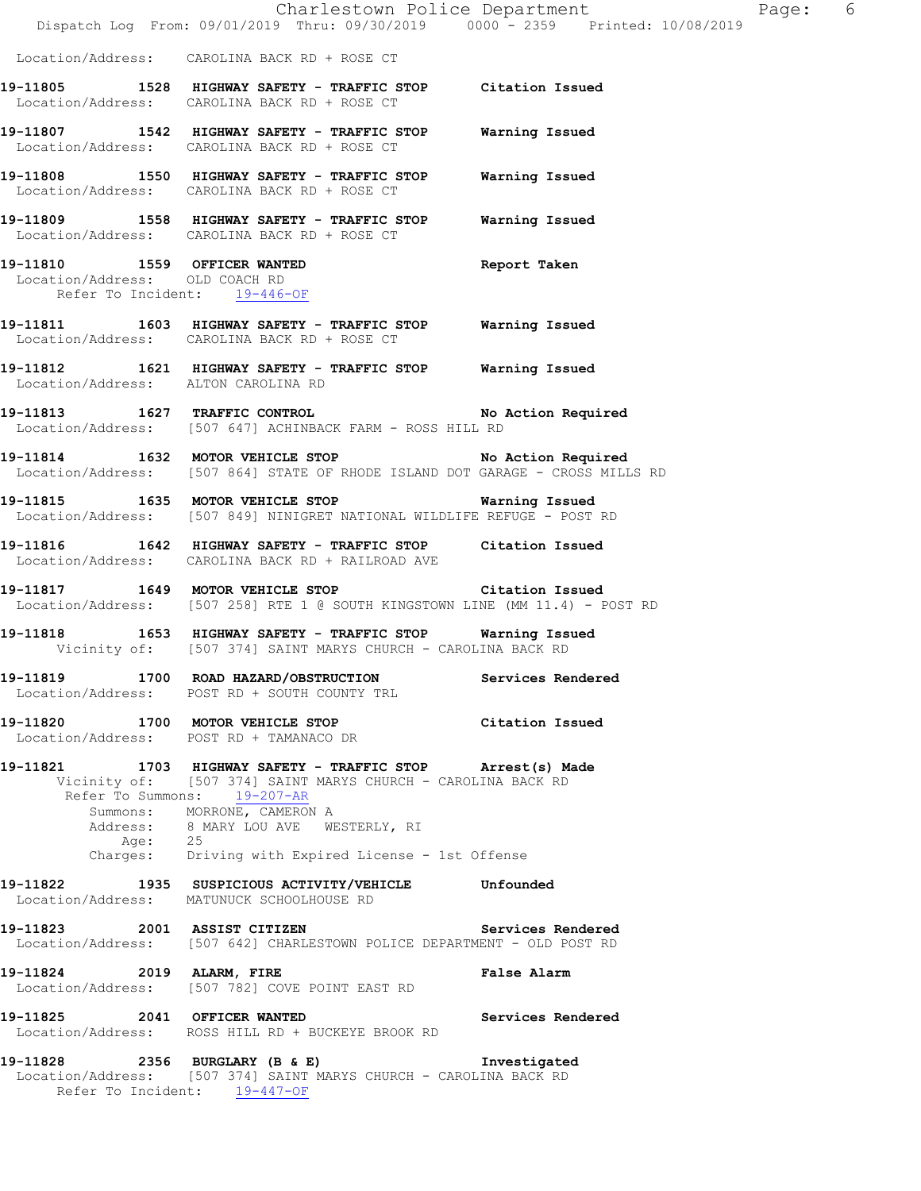Location/Address: CAROLINA BACK RD + ROSE CT

**19-11805 1528 HIGHWAY SAFETY - TRAFFIC STOP Citation Issued**
Location/Address: CAROLINA BACK RD + ROSE CT

**19-11807 1542 HIGHWAY SAFETY - TRAFFIC STOP Warning Issued**
Location/Address: CAROLINA BACK RD + ROSE CT

**19-11808 1550 HIGHWAY SAFETY - TRAFFIC STOP Warning Issued**
Location/Address: CAROLINA BACK RD + ROSE CT

**19-11809 1558 HIGHWAY SAFETY - TRAFFIC STOP Warning Issued**
Location/Address: CAROLINA BACK RD + ROSE CT

**19-11810 1559 OFFICER WANTED Report Taken**
Location/Address: OLD COACH RD
Refer To Incident: 19-446-OF

**19-11811 1603 HIGHWAY SAFETY - TRAFFIC STOP Warning Issued**
Location/Address: CAROLINA BACK RD + ROSE CT

**19-11812 1621 HIGHWAY SAFETY - TRAFFIC STOP Warning Issued**
Location/Address: ALTON CAROLINA RD

**19-11813 1627 TRAFFIC CONTROL No Action Required**
Location/Address: [507 647] ACHINBACK FARM - ROSS HILL RD

**19-11814 1632 MOTOR VEHICLE STOP No Action Required**
Location/Address: [507 864] STATE OF RHODE ISLAND DOT GARAGE - CROSS MILLS RD

**19-11815 1635 MOTOR VEHICLE STOP Warning Issued**
Location/Address: [507 849] NINIGRET NATIONAL WILDLIFE REFUGE - POST RD

**19-11816 1642 HIGHWAY SAFETY - TRAFFIC STOP Citation Issued**
Location/Address: CAROLINA BACK RD + RAILROAD AVE

**19-11817 1649 MOTOR VEHICLE STOP Citation Issued**
Location/Address: [507 258] RTE 1 @ SOUTH KINGSTOWN LINE (MM 11.4) - POST RD

**19-11818 1653 HIGHWAY SAFETY - TRAFFIC STOP Warning Issued**
Vicinity of: [507 374] SAINT MARYS CHURCH - CAROLINA BACK RD

**19-11819 1700 ROAD HAZARD/OBSTRUCTION Services Rendered**
Location/Address: POST RD + SOUTH COUNTY TRL

**19-11820 1700 MOTOR VEHICLE STOP Citation Issued**
Location/Address: POST RD + TAMANACO DR

**19-11821 1703 HIGHWAY SAFETY - TRAFFIC STOP Arrest(s) Made**
Vicinity of: [507 374] SAINT MARYS CHURCH - CAROLINA BACK RD
Refer To Summons: 19-207-AR
Summons: MORRONE, CAMERON A
Address: 8 MARY LOU AVE WESTERLY, RI
Age: 25
Charges: Driving with Expired License - 1st Offense

**19-11822 1935 SUSPICIOUS ACTIVITY/VEHICLE Unfounded**
Location/Address: MATUNUCK SCHOOLHOUSE RD

**19-11823 2001 ASSIST CITIZEN Services Rendered**
Location/Address: [507 642] CHARLESTOWN POLICE DEPARTMENT - OLD POST RD

**19-11824 2019 ALARM, FIRE False Alarm**
Location/Address: [507 782] COVE POINT EAST RD

**19-11825 2041 OFFICER WANTED Services Rendered**
Location/Address: ROSS HILL RD + BUCKEYE BROOK RD

**19-11828 2356 BURGLARY (B & E) Investigated**
Location/Address: [507 374] SAINT MARYS CHURCH - CAROLINA BACK RD
Refer To Incident: 19-447-OF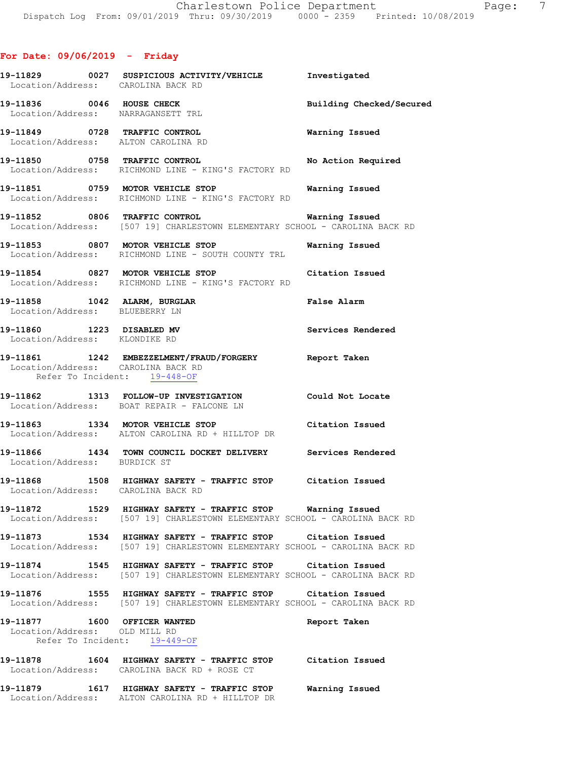**For Date: 09/06/2019 - Friday**

```
19-11829        0027   SUSPICIOUS ACTIVITY/VEHICLE        Investigated
  Location/Address:    CAROLINA BACK RD

19-11836        0046   HOUSE CHECK                        Building Checked/Secured
  Location/Address:    NARRAGANSETT TRL

19-11849        0728   TRAFFIC CONTROL                    Warning Issued
  Location/Address:    ALTON CAROLINA RD

19-11850        0758   TRAFFIC CONTROL                    No Action Required
  Location/Address:    RICHMOND LINE - KING'S FACTORY RD

19-11851        0759   MOTOR VEHICLE STOP                 Warning Issued
  Location/Address:    RICHMOND LINE - KING'S FACTORY RD

19-11852        0806   TRAFFIC CONTROL                    Warning Issued
  Location/Address:    [507 19] CHARLESTOWN ELEMENTARY SCHOOL - CAROLINA BACK RD

19-11853        0807   MOTOR VEHICLE STOP                 Warning Issued
  Location/Address:    RICHMOND LINE - SOUTH COUNTY TRL

19-11854        0827   MOTOR VEHICLE STOP                 Citation Issued
  Location/Address:    RICHMOND LINE - KING'S FACTORY RD

19-11858        1042   ALARM, BURGLAR                     False Alarm
  Location/Address:    BLUEBERRY LN

19-11860        1223   DISABLED MV                        Services Rendered
  Location/Address:    KLONDIKE RD

19-11861        1242   EMBEZZELMENT/FRAUD/FORGERY         Report Taken
  Location/Address:    CAROLINA BACK RD
       Refer To Incident:    19-448-OF

19-11862        1313   FOLLOW-UP INVESTIGATION            Could Not Locate
  Location/Address:    BOAT REPAIR - FALCONE LN

19-11863        1334   MOTOR VEHICLE STOP                 Citation Issued
  Location/Address:    ALTON CAROLINA RD + HILLTOP DR

19-11866        1434   TOWN COUNCIL DOCKET DELIVERY       Services Rendered
  Location/Address:    BURDICK ST

19-11868        1508   HIGHWAY SAFETY - TRAFFIC STOP      Citation Issued
  Location/Address:    CAROLINA BACK RD

19-11872        1529   HIGHWAY SAFETY - TRAFFIC STOP      Warning Issued
  Location/Address:    [507 19] CHARLESTOWN ELEMENTARY SCHOOL - CAROLINA BACK RD

19-11873        1534   HIGHWAY SAFETY - TRAFFIC STOP      Citation Issued
  Location/Address:    [507 19] CHARLESTOWN ELEMENTARY SCHOOL - CAROLINA BACK RD

19-11874        1545   HIGHWAY SAFETY - TRAFFIC STOP      Citation Issued
  Location/Address:    [507 19] CHARLESTOWN ELEMENTARY SCHOOL - CAROLINA BACK RD

19-11876        1555   HIGHWAY SAFETY - TRAFFIC STOP      Citation Issued
  Location/Address:    [507 19] CHARLESTOWN ELEMENTARY SCHOOL - CAROLINA BACK RD

19-11877        1600   OFFICER WANTED                     Report Taken
  Location/Address:    OLD MILL RD
       Refer To Incident:    19-449-OF

19-11878        1604   HIGHWAY SAFETY - TRAFFIC STOP      Citation Issued
  Location/Address:    CAROLINA BACK RD + ROSE CT

19-11879        1617   HIGHWAY SAFETY - TRAFFIC STOP      Warning Issued
  Location/Address:    ALTON CAROLINA RD + HILLTOP DR
```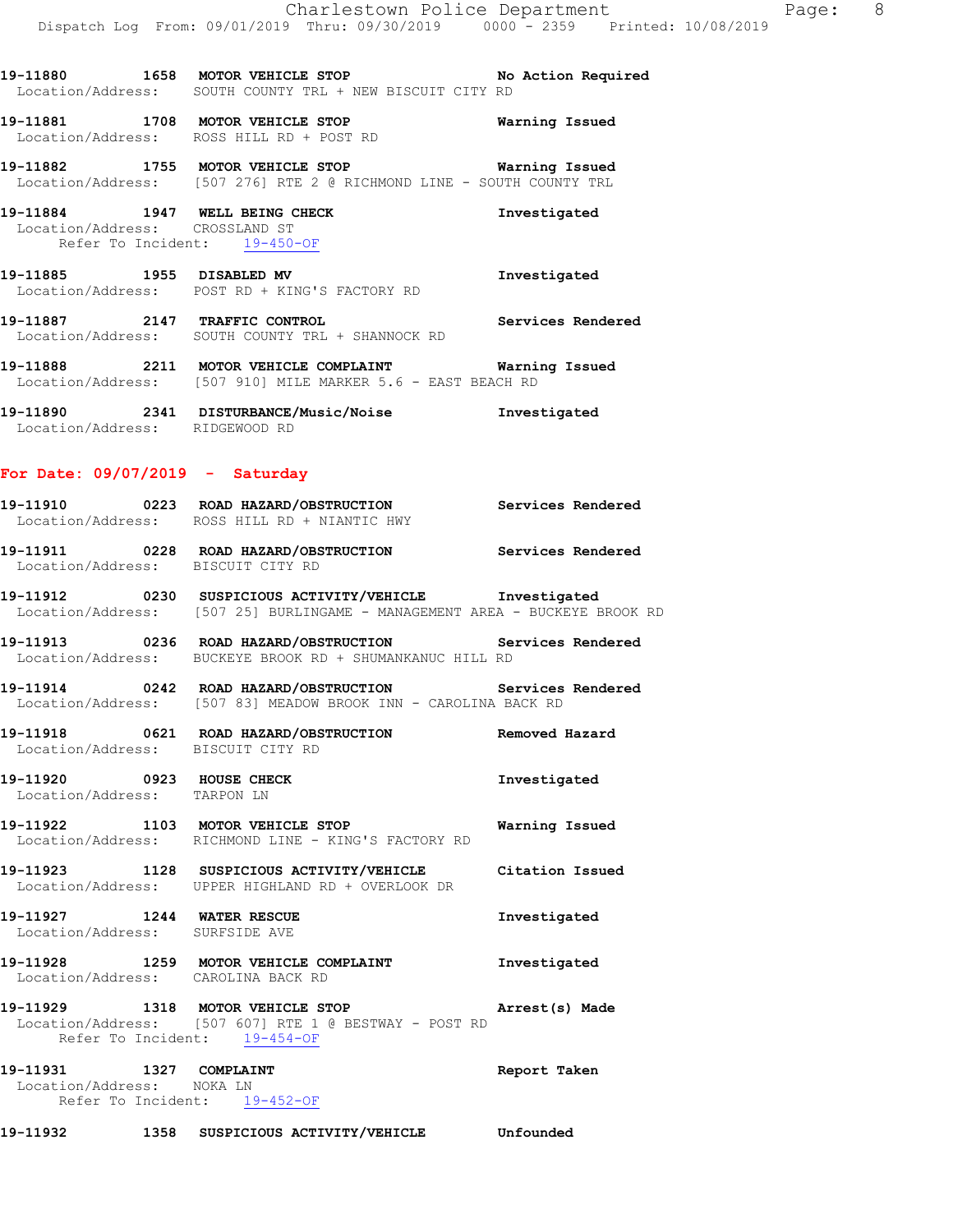19-11880 1658 MOTOR VEHICLE STOP No Action Required
Location/Address: SOUTH COUNTY TRL + NEW BISCUIT CITY RD

19-11881 1708 MOTOR VEHICLE STOP Warning Issued
Location/Address: ROSS HILL RD + POST RD

19-11882 1755 MOTOR VEHICLE STOP Warning Issued
Location/Address: [507 276] RTE 2 @ RICHMOND LINE - SOUTH COUNTY TRL

19-11884 1947 WELL BEING CHECK Investigated
Location/Address: CROSSLAND ST
Refer To Incident: 19-450-OF

19-11885 1955 DISABLED MV Investigated
Location/Address: POST RD + KING'S FACTORY RD

19-11887 2147 TRAFFIC CONTROL Services Rendered
Location/Address: SOUTH COUNTY TRL + SHANNOCK RD

19-11888 2211 MOTOR VEHICLE COMPLAINT Warning Issued
Location/Address: [507 910] MILE MARKER 5.6 - EAST BEACH RD

19-11890 2341 DISTURBANCE/Music/Noise Investigated
Location/Address: RIDGEWOOD RD

## For Date: 09/07/2019 - Saturday

19-11910 0223 ROAD HAZARD/OBSTRUCTION Services Rendered
Location/Address: ROSS HILL RD + NIANTIC HWY

19-11911 0228 ROAD HAZARD/OBSTRUCTION Services Rendered
Location/Address: BISCUIT CITY RD

19-11912 0230 SUSPICIOUS ACTIVITY/VEHICLE Investigated
Location/Address: [507 25] BURLINGAME - MANAGEMENT AREA - BUCKEYE BROOK RD

19-11913 0236 ROAD HAZARD/OBSTRUCTION Services Rendered
Location/Address: BUCKEYE BROOK RD + SHUMANKANUC HILL RD

19-11914 0242 ROAD HAZARD/OBSTRUCTION Services Rendered
Location/Address: [507 83] MEADOW BROOK INN - CAROLINA BACK RD

19-11918 0621 ROAD HAZARD/OBSTRUCTION Removed Hazard
Location/Address: BISCUIT CITY RD

19-11920 0923 HOUSE CHECK Investigated
Location/Address: TARPON LN

19-11922 1103 MOTOR VEHICLE STOP Warning Issued
Location/Address: RICHMOND LINE - KING'S FACTORY RD

19-11923 1128 SUSPICIOUS ACTIVITY/VEHICLE Citation Issued
Location/Address: UPPER HIGHLAND RD + OVERLOOK DR

19-11927 1244 WATER RESCUE Investigated
Location/Address: SURFSIDE AVE

19-11928 1259 MOTOR VEHICLE COMPLAINT Investigated
Location/Address: CAROLINA BACK RD

19-11929 1318 MOTOR VEHICLE STOP Arrest(s) Made
Location/Address: [507 607] RTE 1 @ BESTWAY - POST RD
Refer To Incident: 19-454-OF

19-11931 1327 COMPLAINT Report Taken
Location/Address: NOKA LN
Refer To Incident: 19-452-OF

19-11932 1358 SUSPICIOUS ACTIVITY/VEHICLE Unfounded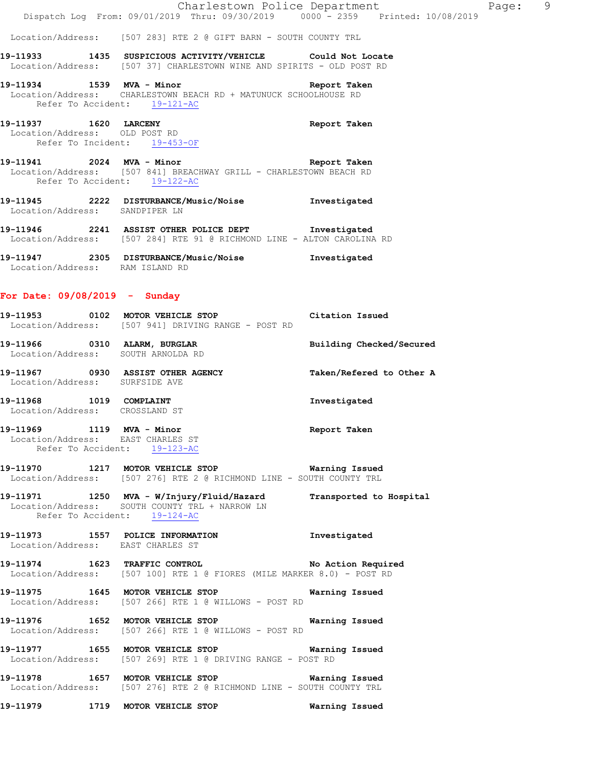Location/Address: [507 283] RTE 2 @ GIFT BARN - SOUTH COUNTY TRL

**19-11933 1435 SUSPICIOUS ACTIVITY/VEHICLE Could Not Locate**
Location/Address: [507 37] CHARLESTOWN WINE AND SPIRITS - OLD POST RD

**19-11934 1539 MVA - Minor Report Taken**
Location/Address: CHARLESTOWN BEACH RD + MATUNUCK SCHOOLHOUSE RD
Refer To Accident: 19-121-AC

**19-11937 1620 LARCENY Report Taken**
Location/Address: OLD POST RD
Refer To Incident: 19-453-OF

**19-11941 2024 MVA - Minor Report Taken**
Location/Address: [507 841] BREACHWAY GRILL - CHARLESTOWN BEACH RD
Refer To Accident: 19-122-AC

**19-11945 2222 DISTURBANCE/Music/Noise Investigated**
Location/Address: SANDPIPER LN

**19-11946 2241 ASSIST OTHER POLICE DEPT Investigated**
Location/Address: [507 284] RTE 91 @ RICHMOND LINE - ALTON CAROLINA RD

**19-11947 2305 DISTURBANCE/Music/Noise Investigated**
Location/Address: RAM ISLAND RD

## For Date: 09/08/2019 - Sunday

**19-11953 0102 MOTOR VEHICLE STOP Citation Issued**
Location/Address: [507 941] DRIVING RANGE - POST RD

**19-11966 0310 ALARM, BURGLAR Building Checked/Secured**
Location/Address: SOUTH ARNOLDA RD

**19-11967 0930 ASSIST OTHER AGENCY Taken/Refered to Other A**
Location/Address: SURFSIDE AVE

**19-11968 1019 COMPLAINT Investigated**
Location/Address: CROSSLAND ST

**19-11969 1119 MVA - Minor Report Taken**
Location/Address: EAST CHARLES ST
Refer To Accident: 19-123-AC

**19-11970 1217 MOTOR VEHICLE STOP Warning Issued**
Location/Address: [507 276] RTE 2 @ RICHMOND LINE - SOUTH COUNTY TRL

**19-11971 1250 MVA - W/Injury/Fluid/Hazard Transported to Hospital**
Location/Address: SOUTH COUNTY TRL + NARROW LN
Refer To Accident: 19-124-AC

**19-11973 1557 POLICE INFORMATION Investigated**
Location/Address: EAST CHARLES ST

**19-11974 1623 TRAFFIC CONTROL No Action Required**
Location/Address: [507 100] RTE 1 @ FIORES (MILE MARKER 8.0) - POST RD

**19-11975 1645 MOTOR VEHICLE STOP Warning Issued**
Location/Address: [507 266] RTE 1 @ WILLOWS - POST RD

**19-11976 1652 MOTOR VEHICLE STOP Warning Issued**
Location/Address: [507 266] RTE 1 @ WILLOWS - POST RD

**19-11977 1655 MOTOR VEHICLE STOP Warning Issued**
Location/Address: [507 269] RTE 1 @ DRIVING RANGE - POST RD

**19-11978 1657 MOTOR VEHICLE STOP Warning Issued**
Location/Address: [507 276] RTE 2 @ RICHMOND LINE - SOUTH COUNTY TRL

**19-11979 1719 MOTOR VEHICLE STOP Warning Issued**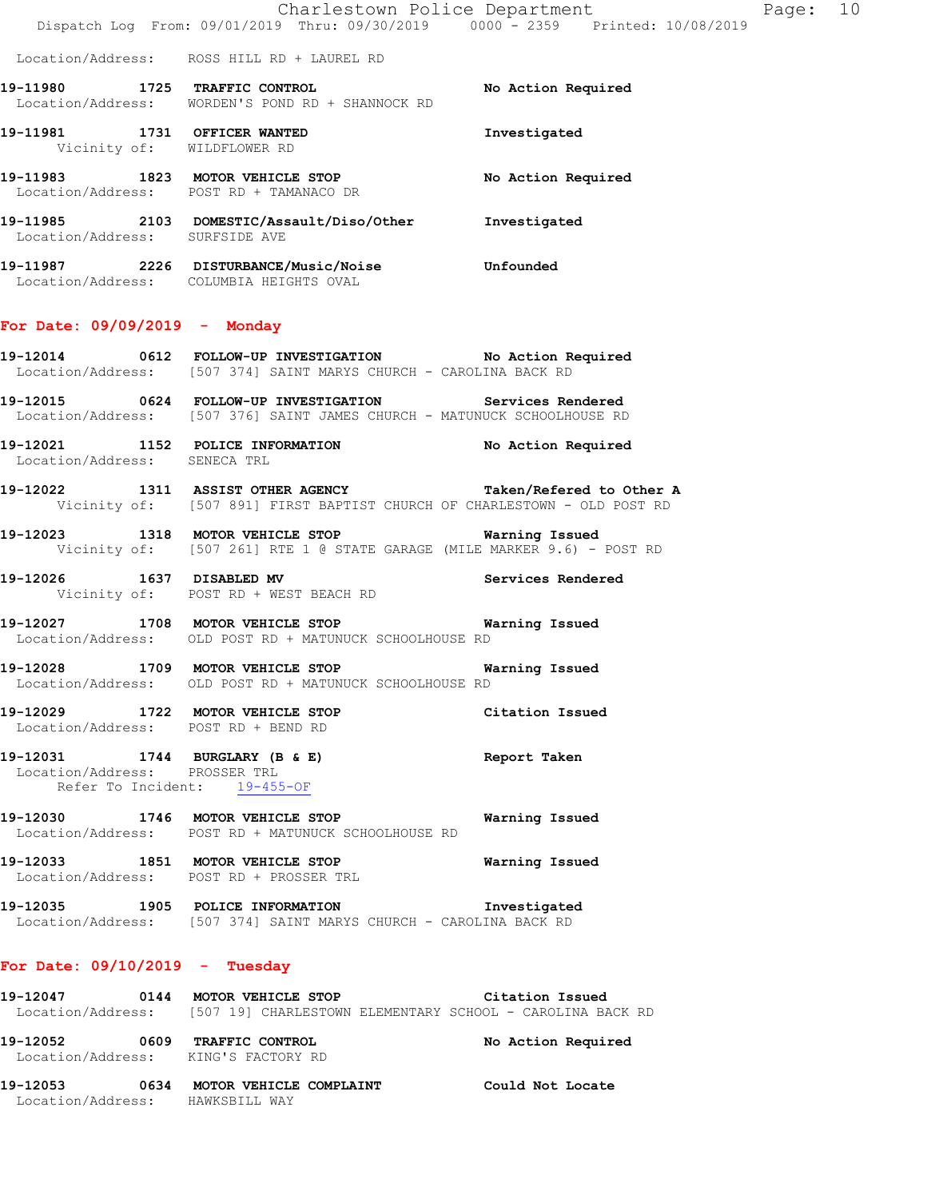Location/Address: ROSS HILL RD + LAUREL RD

**19-11980 1725 TRAFFIC CONTROL** No Action Required
Location/Address: WORDEN'S POND RD + SHANNOCK RD

**19-11981 1731 OFFICER WANTED** Investigated
Vicinity of: WILDFLOWER RD

**19-11983 1823 MOTOR VEHICLE STOP** No Action Required
Location/Address: POST RD + TAMANACO DR

**19-11985 2103 DOMESTIC/Assault/Diso/Other** Investigated
Location/Address: SURFSIDE AVE

**19-11987 2226 DISTURBANCE/Music/Noise** Unfounded
Location/Address: COLUMBIA HEIGHTS OVAL

## For Date: 09/09/2019 - Monday

**19-12014 0612 FOLLOW-UP INVESTIGATION** No Action Required
Location/Address: [507 374] SAINT MARYS CHURCH - CAROLINA BACK RD

**19-12015 0624 FOLLOW-UP INVESTIGATION** Services Rendered
Location/Address: [507 376] SAINT JAMES CHURCH - MATUNUCK SCHOOLHOUSE RD

**19-12021 1152 POLICE INFORMATION** No Action Required
Location/Address: SENECA TRL

**19-12022 1311 ASSIST OTHER AGENCY** Taken/Refered to Other A
Vicinity of: [507 891] FIRST BAPTIST CHURCH OF CHARLESTOWN - OLD POST RD

**19-12023 1318 MOTOR VEHICLE STOP** Warning Issued
Vicinity of: [507 261] RTE 1 @ STATE GARAGE (MILE MARKER 9.6) - POST RD

**19-12026 1637 DISABLED MV** Services Rendered
Vicinity of: POST RD + WEST BEACH RD

**19-12027 1708 MOTOR VEHICLE STOP** Warning Issued
Location/Address: OLD POST RD + MATUNUCK SCHOOLHOUSE RD

**19-12028 1709 MOTOR VEHICLE STOP** Warning Issued
Location/Address: OLD POST RD + MATUNUCK SCHOOLHOUSE RD

**19-12029 1722 MOTOR VEHICLE STOP** Citation Issued
Location/Address: POST RD + BEND RD

**19-12031 1744 BURGLARY (B & E)** Report Taken
Location/Address: PROSSER TRL
Refer To Incident: 19-455-OF

**19-12030 1746 MOTOR VEHICLE STOP** Warning Issued
Location/Address: POST RD + MATUNUCK SCHOOLHOUSE RD

**19-12033 1851 MOTOR VEHICLE STOP** Warning Issued
Location/Address: POST RD + PROSSER TRL

**19-12035 1905 POLICE INFORMATION** Investigated
Location/Address: [507 374] SAINT MARYS CHURCH - CAROLINA BACK RD

## For Date: 09/10/2019 - Tuesday

**19-12047 0144 MOTOR VEHICLE STOP** Citation Issued
Location/Address: [507 19] CHARLESTOWN ELEMENTARY SCHOOL - CAROLINA BACK RD

**19-12052 0609 TRAFFIC CONTROL** No Action Required
Location/Address: KING'S FACTORY RD

**19-12053 0634 MOTOR VEHICLE COMPLAINT** Could Not Locate
Location/Address: HAWKSBILL WAY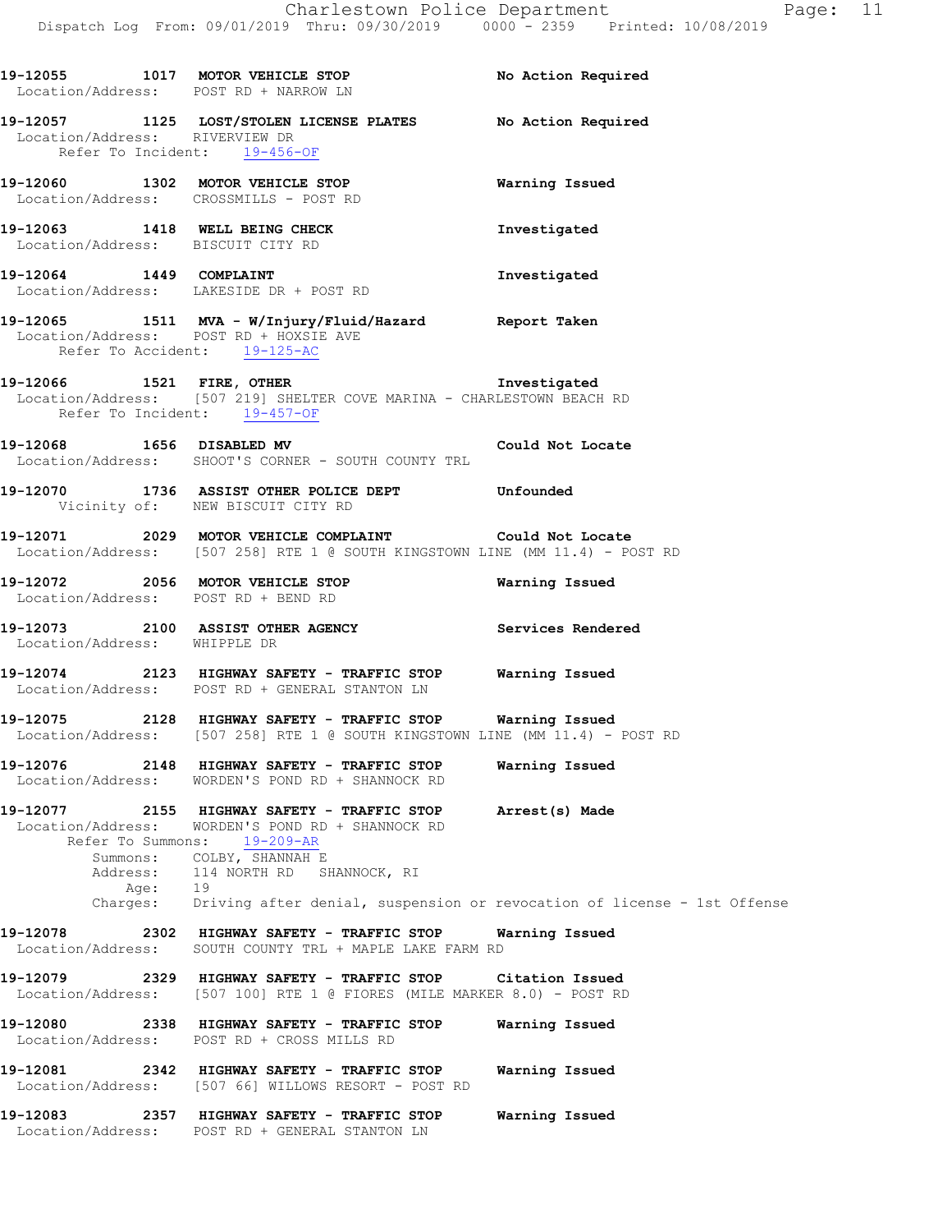**19-12055** 1017 **MOTOR VEHICLE STOP** **No Action Required**
Location/Address: POST RD + NARROW LN

**19-12057** 1125 **LOST/STOLEN LICENSE PLATES** **No Action Required**
Location/Address: RIVERVIEW DR
Refer To Incident: 19-456-OF

**19-12060** 1302 **MOTOR VEHICLE STOP** **Warning Issued**
Location/Address: CROSSMILLS - POST RD

**19-12063** 1418 **WELL BEING CHECK** **Investigated**
Location/Address: BISCUIT CITY RD

**19-12064** 1449 **COMPLAINT** **Investigated**
Location/Address: LAKESIDE DR + POST RD

**19-12065** 1511 **MVA - W/Injury/Fluid/Hazard** **Report Taken**
Location/Address: POST RD + HOXSIE AVE
Refer To Accident: 19-125-AC

**19-12066** 1521 **FIRE, OTHER** **Investigated**
Location/Address: [507 219] SHELTER COVE MARINA - CHARLESTOWN BEACH RD
Refer To Incident: 19-457-OF

**19-12068** 1656 **DISABLED MV** **Could Not Locate**
Location/Address: SHOOT'S CORNER - SOUTH COUNTY TRL

**19-12070** 1736 **ASSIST OTHER POLICE DEPT** **Unfounded**
Vicinity of: NEW BISCUIT CITY RD

**19-12071** 2029 **MOTOR VEHICLE COMPLAINT** **Could Not Locate**
Location/Address: [507 258] RTE 1 @ SOUTH KINGSTOWN LINE (MM 11.4) - POST RD

**19-12072** 2056 **MOTOR VEHICLE STOP** **Warning Issued**
Location/Address: POST RD + BEND RD

**19-12073** 2100 **ASSIST OTHER AGENCY** **Services Rendered**
Location/Address: WHIPPLE DR

**19-12074** 2123 **HIGHWAY SAFETY - TRAFFIC STOP** **Warning Issued**
Location/Address: POST RD + GENERAL STANTON LN

**19-12075** 2128 **HIGHWAY SAFETY - TRAFFIC STOP** **Warning Issued**
Location/Address: [507 258] RTE 1 @ SOUTH KINGSTOWN LINE (MM 11.4) - POST RD

**19-12076** 2148 **HIGHWAY SAFETY - TRAFFIC STOP** **Warning Issued**
Location/Address: WORDEN'S POND RD + SHANNOCK RD

**19-12077** 2155 **HIGHWAY SAFETY - TRAFFIC STOP** **Arrest(s) Made**
Location/Address: WORDEN'S POND RD + SHANNOCK RD
Refer To Summons: 19-209-AR
Summons: COLBY, SHANNAH E
Address: 114 NORTH RD SHANNOCK, RI
Age: 19
Charges: Driving after denial, suspension or revocation of license - 1st Offense

**19-12078** 2302 **HIGHWAY SAFETY - TRAFFIC STOP** **Warning Issued**
Location/Address: SOUTH COUNTY TRL + MAPLE LAKE FARM RD

**19-12079** 2329 **HIGHWAY SAFETY - TRAFFIC STOP** **Citation Issued**
Location/Address: [507 100] RTE 1 @ FIORES (MILE MARKER 8.0) - POST RD

**19-12080** 2338 **HIGHWAY SAFETY - TRAFFIC STOP** **Warning Issued**
Location/Address: POST RD + CROSS MILLS RD

**19-12081** 2342 **HIGHWAY SAFETY - TRAFFIC STOP** **Warning Issued**
Location/Address: [507 66] WILLOWS RESORT - POST RD

**19-12083** 2357 **HIGHWAY SAFETY - TRAFFIC STOP** **Warning Issued**
Location/Address: POST RD + GENERAL STANTON LN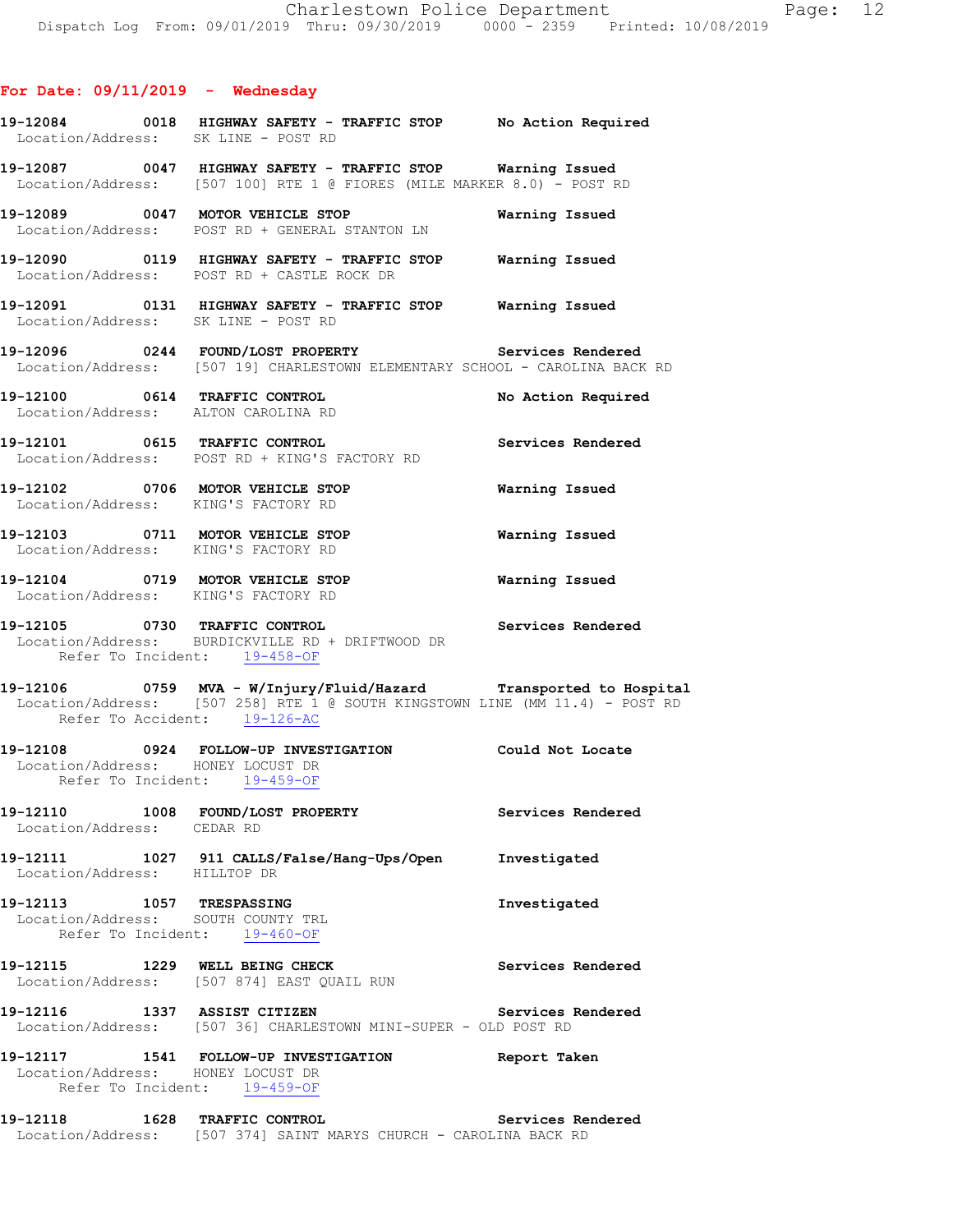## For Date: 09/11/2019 - Wednesday

**19-12084 0018 HIGHWAY SAFETY - TRAFFIC STOP** No Action Required
Location/Address: SK LINE - POST RD

**19-12087 0047 HIGHWAY SAFETY - TRAFFIC STOP** Warning Issued
Location/Address: [507 100] RTE 1 @ FIORES (MILE MARKER 8.0) - POST RD

**19-12089 0047 MOTOR VEHICLE STOP** Warning Issued
Location/Address: POST RD + GENERAL STANTON LN

**19-12090 0119 HIGHWAY SAFETY - TRAFFIC STOP** Warning Issued
Location/Address: POST RD + CASTLE ROCK DR

**19-12091 0131 HIGHWAY SAFETY - TRAFFIC STOP** Warning Issued
Location/Address: SK LINE - POST RD

**19-12096 0244 FOUND/LOST PROPERTY** Services Rendered
Location/Address: [507 19] CHARLESTOWN ELEMENTARY SCHOOL - CAROLINA BACK RD

**19-12100 0614 TRAFFIC CONTROL** No Action Required
Location/Address: ALTON CAROLINA RD

**19-12101 0615 TRAFFIC CONTROL** Services Rendered
Location/Address: POST RD + KING'S FACTORY RD

**19-12102 0706 MOTOR VEHICLE STOP** Warning Issued
Location/Address: KING'S FACTORY RD

**19-12103 0711 MOTOR VEHICLE STOP** Warning Issued
Location/Address: KING'S FACTORY RD

**19-12104 0719 MOTOR VEHICLE STOP** Warning Issued
Location/Address: KING'S FACTORY RD

**19-12105 0730 TRAFFIC CONTROL** Services Rendered
Location/Address: BURDICKVILLE RD + DRIFTWOOD DR
Refer To Incident: 19-458-OF

**19-12106 0759 MVA - W/Injury/Fluid/Hazard** Transported to Hospital
Location/Address: [507 258] RTE 1 @ SOUTH KINGSTOWN LINE (MM 11.4) - POST RD
Refer To Accident: 19-126-AC

**19-12108 0924 FOLLOW-UP INVESTIGATION** Could Not Locate
Location/Address: HONEY LOCUST DR
Refer To Incident: 19-459-OF

**19-12110 1008 FOUND/LOST PROPERTY** Services Rendered
Location/Address: CEDAR RD

**19-12111 1027 911 CALLS/False/Hang-Ups/Open** Investigated
Location/Address: HILLTOP DR

**19-12113 1057 TRESPASSING** Investigated
Location/Address: SOUTH COUNTY TRL
Refer To Incident: 19-460-OF

**19-12115 1229 WELL BEING CHECK** Services Rendered
Location/Address: [507 874] EAST QUAIL RUN

**19-12116 1337 ASSIST CITIZEN** Services Rendered
Location/Address: [507 36] CHARLESTOWN MINI-SUPER - OLD POST RD

**19-12117 1541 FOLLOW-UP INVESTIGATION** Report Taken
Location/Address: HONEY LOCUST DR
Refer To Incident: 19-459-OF

**19-12118 1628 TRAFFIC CONTROL** Services Rendered
Location/Address: [507 374] SAINT MARYS CHURCH - CAROLINA BACK RD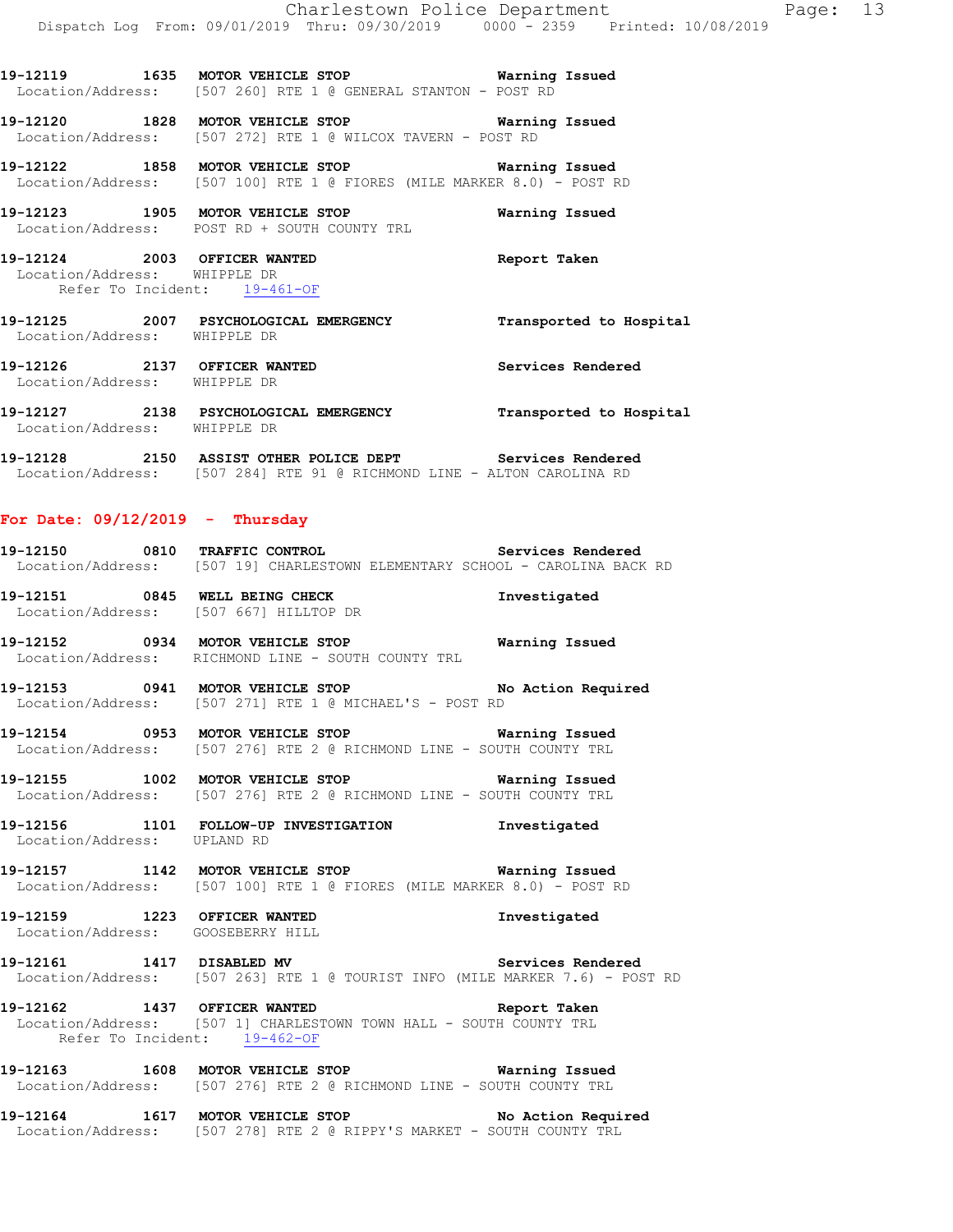19-12119 1635 **MOTOR VEHICLE STOP** Warning Issued
Location/Address: [507 260] RTE 1 @ GENERAL STANTON - POST RD

19-12120 1828 **MOTOR VEHICLE STOP** Warning Issued
Location/Address: [507 272] RTE 1 @ WILCOX TAVERN - POST RD

19-12122 1858 **MOTOR VEHICLE STOP** Warning Issued
Location/Address: [507 100] RTE 1 @ FIORES (MILE MARKER 8.0) - POST RD

19-12123 1905 **MOTOR VEHICLE STOP** Warning Issued
Location/Address: POST RD + SOUTH COUNTY TRL

19-12124 2003 **OFFICER WANTED** Report Taken
Location/Address: WHIPPLE DR
Refer To Incident: 19-461-OF

19-12125 2007 **PSYCHOLOGICAL EMERGENCY** Transported to Hospital
Location/Address: WHIPPLE DR

19-12126 2137 **OFFICER WANTED** Services Rendered
Location/Address: WHIPPLE DR

19-12127 2138 **PSYCHOLOGICAL EMERGENCY** Transported to Hospital
Location/Address: WHIPPLE DR

19-12128 2150 **ASSIST OTHER POLICE DEPT** Services Rendered
Location/Address: [507 284] RTE 91 @ RICHMOND LINE - ALTON CAROLINA RD

## For Date: 09/12/2019 - Thursday

19-12150 0810 **TRAFFIC CONTROL** Services Rendered
Location/Address: [507 19] CHARLESTOWN ELEMENTARY SCHOOL - CAROLINA BACK RD

19-12151 0845 **WELL BEING CHECK** Investigated
Location/Address: [507 667] HILLTOP DR

19-12152 0934 **MOTOR VEHICLE STOP** Warning Issued
Location/Address: RICHMOND LINE - SOUTH COUNTY TRL

19-12153 0941 **MOTOR VEHICLE STOP** No Action Required
Location/Address: [507 271] RTE 1 @ MICHAEL'S - POST RD

19-12154 0953 **MOTOR VEHICLE STOP** Warning Issued
Location/Address: [507 276] RTE 2 @ RICHMOND LINE - SOUTH COUNTY TRL

19-12155 1002 **MOTOR VEHICLE STOP** Warning Issued
Location/Address: [507 276] RTE 2 @ RICHMOND LINE - SOUTH COUNTY TRL

19-12156 1101 **FOLLOW-UP INVESTIGATION** Investigated
Location/Address: UPLAND RD

19-12157 1142 **MOTOR VEHICLE STOP** Warning Issued
Location/Address: [507 100] RTE 1 @ FIORES (MILE MARKER 8.0) - POST RD

19-12159 1223 **OFFICER WANTED** Investigated
Location/Address: GOOSEBERRY HILL

19-12161 1417 **DISABLED MV** Services Rendered
Location/Address: [507 263] RTE 1 @ TOURIST INFO (MILE MARKER 7.6) - POST RD

19-12162 1437 **OFFICER WANTED** Report Taken
Location/Address: [507 1] CHARLESTOWN TOWN HALL - SOUTH COUNTY TRL
Refer To Incident: 19-462-OF

19-12163 1608 **MOTOR VEHICLE STOP** Warning Issued
Location/Address: [507 276] RTE 2 @ RICHMOND LINE - SOUTH COUNTY TRL

19-12164 1617 **MOTOR VEHICLE STOP** No Action Required
Location/Address: [507 278] RTE 2 @ RIPPY'S MARKET - SOUTH COUNTY TRL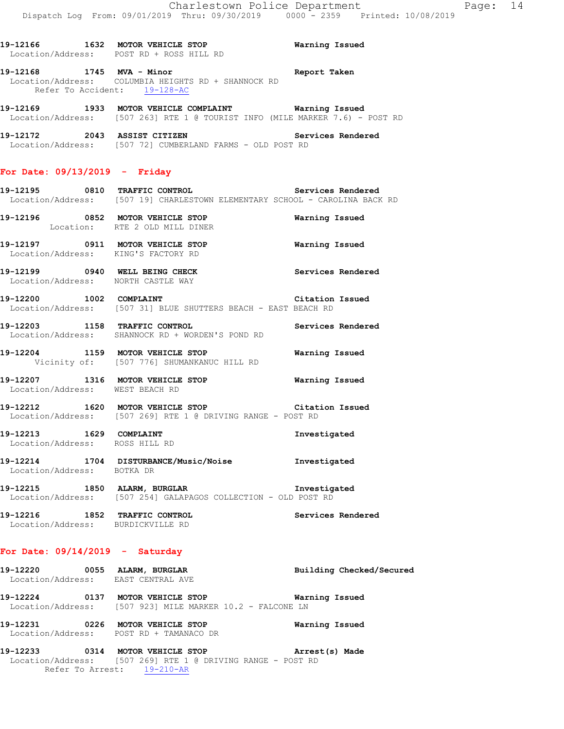19-12166 1632 MOTOR VEHICLE STOP Warning Issued
Location/Address: POST RD + ROSS HILL RD

19-12168 1745 MVA - Minor Report Taken
Location/Address: COLUMBIA HEIGHTS RD + SHANNOCK RD
Refer To Accident: 19-128-AC

19-12169 1933 MOTOR VEHICLE COMPLAINT Warning Issued
Location/Address: [507 263] RTE 1 @ TOURIST INFO (MILE MARKER 7.6) - POST RD

19-12172 2043 ASSIST CITIZEN Services Rendered
Location/Address: [507 72] CUMBERLAND FARMS - OLD POST RD

## For Date: 09/13/2019 - Friday

19-12195 0810 TRAFFIC CONTROL Services Rendered
Location/Address: [507 19] CHARLESTOWN ELEMENTARY SCHOOL - CAROLINA BACK RD

19-12196 0852 MOTOR VEHICLE STOP Warning Issued
Location: RTE 2 OLD MILL DINER

19-12197 0911 MOTOR VEHICLE STOP Warning Issued
Location/Address: KING'S FACTORY RD

19-12199 0940 WELL BEING CHECK Services Rendered
Location/Address: NORTH CASTLE WAY

19-12200 1002 COMPLAINT Citation Issued
Location/Address: [507 31] BLUE SHUTTERS BEACH - EAST BEACH RD

19-12203 1158 TRAFFIC CONTROL Services Rendered
Location/Address: SHANNOCK RD + WORDEN'S POND RD

19-12204 1159 MOTOR VEHICLE STOP Warning Issued
Vicinity of: [507 776] SHUMANKANUC HILL RD

19-12207 1316 MOTOR VEHICLE STOP Warning Issued
Location/Address: WEST BEACH RD

19-12212 1620 MOTOR VEHICLE STOP Citation Issued
Location/Address: [507 269] RTE 1 @ DRIVING RANGE - POST RD

19-12213 1629 COMPLAINT Investigated
Location/Address: ROSS HILL RD

19-12214 1704 DISTURBANCE/Music/Noise Investigated
Location/Address: BOTKA DR

19-12215 1850 ALARM, BURGLAR Investigated
Location/Address: [507 254] GALAPAGOS COLLECTION - OLD POST RD

19-12216 1852 TRAFFIC CONTROL Services Rendered
Location/Address: BURDICKVILLE RD

## For Date: 09/14/2019 - Saturday

19-12220 0055 ALARM, BURGLAR Building Checked/Secured
Location/Address: EAST CENTRAL AVE

19-12224 0137 MOTOR VEHICLE STOP Warning Issued
Location/Address: [507 923] MILE MARKER 10.2 - FALCONE LN

19-12231 0226 MOTOR VEHICLE STOP Warning Issued
Location/Address: POST RD + TAMANACO DR

19-12233 0314 MOTOR VEHICLE STOP Arrest(s) Made
Location/Address: [507 269] RTE 1 @ DRIVING RANGE - POST RD
Refer To Arrest: 19-210-AR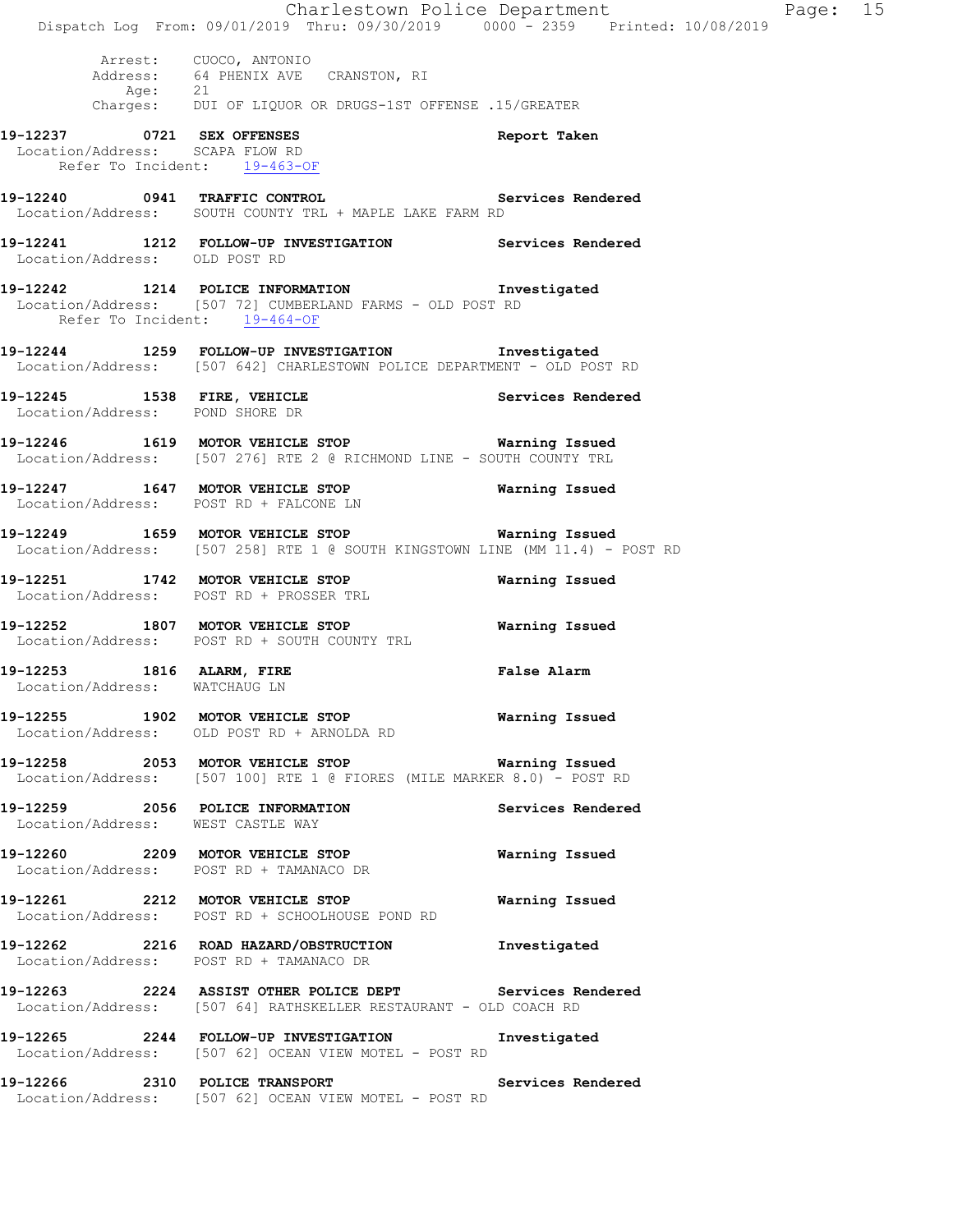Arrest: CUOCO, ANTONIO
Address: 64 PHENIX AVE CRANSTON, RI
Age: 21
Charges: DUI OF LIQUOR OR DRUGS-1ST OFFENSE .15/GREATER

**19-12237 0721 SEX OFFENSES** Report Taken
Location/Address: SCAPA FLOW RD
Refer To Incident: 19-463-OF

**19-12240 0941 TRAFFIC CONTROL** Services Rendered
Location/Address: SOUTH COUNTY TRL + MAPLE LAKE FARM RD

**19-12241 1212 FOLLOW-UP INVESTIGATION** Services Rendered
Location/Address: OLD POST RD

**19-12242 1214 POLICE INFORMATION** Investigated
Location/Address: [507 72] CUMBERLAND FARMS - OLD POST RD
Refer To Incident: 19-464-OF

**19-12244 1259 FOLLOW-UP INVESTIGATION** Investigated
Location/Address: [507 642] CHARLESTOWN POLICE DEPARTMENT - OLD POST RD

**19-12245 1538 FIRE, VEHICLE** Services Rendered
Location/Address: POND SHORE DR

**19-12246 1619 MOTOR VEHICLE STOP** Warning Issued
Location/Address: [507 276] RTE 2 @ RICHMOND LINE - SOUTH COUNTY TRL

**19-12247 1647 MOTOR VEHICLE STOP** Warning Issued
Location/Address: POST RD + FALCONE LN

**19-12249 1659 MOTOR VEHICLE STOP** Warning Issued
Location/Address: [507 258] RTE 1 @ SOUTH KINGSTOWN LINE (MM 11.4) - POST RD

**19-12251 1742 MOTOR VEHICLE STOP** Warning Issued
Location/Address: POST RD + PROSSER TRL

**19-12252 1807 MOTOR VEHICLE STOP** Warning Issued
Location/Address: POST RD + SOUTH COUNTY TRL

**19-12253 1816 ALARM, FIRE** False Alarm
Location/Address: WATCHAUG LN

**19-12255 1902 MOTOR VEHICLE STOP** Warning Issued
Location/Address: OLD POST RD + ARNOLDA RD

**19-12258 2053 MOTOR VEHICLE STOP** Warning Issued
Location/Address: [507 100] RTE 1 @ FIORES (MILE MARKER 8.0) - POST RD

**19-12259 2056 POLICE INFORMATION** Services Rendered
Location/Address: WEST CASTLE WAY

**19-12260 2209 MOTOR VEHICLE STOP** Warning Issued
Location/Address: POST RD + TAMANACO DR

**19-12261 2212 MOTOR VEHICLE STOP** Warning Issued
Location/Address: POST RD + SCHOOLHOUSE POND RD

**19-12262 2216 ROAD HAZARD/OBSTRUCTION** Investigated
Location/Address: POST RD + TAMANACO DR

**19-12263 2224 ASSIST OTHER POLICE DEPT** Services Rendered
Location/Address: [507 64] RATHSKELLER RESTAURANT - OLD COACH RD

**19-12265 2244 FOLLOW-UP INVESTIGATION** Investigated
Location/Address: [507 62] OCEAN VIEW MOTEL - POST RD

**19-12266 2310 POLICE TRANSPORT** Services Rendered
Location/Address: [507 62] OCEAN VIEW MOTEL - POST RD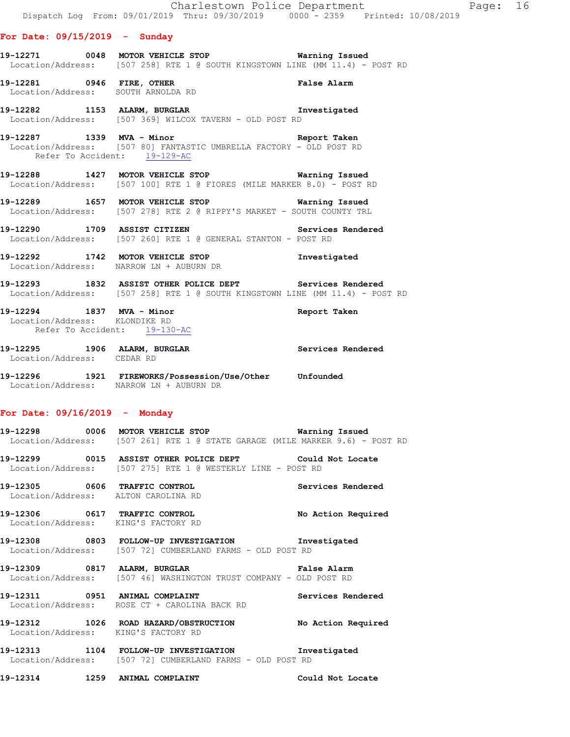**For Date: 09/15/2019 - Sunday**

**19-12271 0048 MOTOR VEHICLE STOP** Warning Issued
Location/Address: [507 258] RTE 1 @ SOUTH KINGSTOWN LINE (MM 11.4) - POST RD

**19-12281 0946 FIRE, OTHER** False Alarm
Location/Address: SOUTH ARNOLDA RD

**19-12282 1153 ALARM, BURGLAR** Investigated
Location/Address: [507 369] WILCOX TAVERN - OLD POST RD

**19-12287 1339 MVA - Minor** Report Taken
Location/Address: [507 80] FANTASTIC UMBRELLA FACTORY - OLD POST RD
Refer To Accident: 19-129-AC

**19-12288 1427 MOTOR VEHICLE STOP** Warning Issued
Location/Address: [507 100] RTE 1 @ FIORES (MILE MARKER 8.0) - POST RD

**19-12289 1657 MOTOR VEHICLE STOP** Warning Issued
Location/Address: [507 278] RTE 2 @ RIPPY'S MARKET - SOUTH COUNTY TRL

**19-12290 1709 ASSIST CITIZEN** Services Rendered
Location/Address: [507 260] RTE 1 @ GENERAL STANTON - POST RD

**19-12292 1742 MOTOR VEHICLE STOP** Investigated
Location/Address: NARROW LN + AUBURN DR

**19-12293 1832 ASSIST OTHER POLICE DEPT** Services Rendered
Location/Address: [507 258] RTE 1 @ SOUTH KINGSTOWN LINE (MM 11.4) - POST RD

**19-12294 1837 MVA - Minor** Report Taken
Location/Address: KLONDIKE RD
Refer To Accident: 19-130-AC

**19-12295 1906 ALARM, BURGLAR** Services Rendered
Location/Address: CEDAR RD

**19-12296 1921 FIREWORKS/Possession/Use/Other** Unfounded
Location/Address: NARROW LN + AUBURN DR

**For Date: 09/16/2019 - Monday**

**19-12298 0006 MOTOR VEHICLE STOP** Warning Issued
Location/Address: [507 261] RTE 1 @ STATE GARAGE (MILE MARKER 9.6) - POST RD

**19-12299 0015 ASSIST OTHER POLICE DEPT** Could Not Locate
Location/Address: [507 275] RTE 1 @ WESTERLY LINE - POST RD

**19-12305 0606 TRAFFIC CONTROL** Services Rendered
Location/Address: ALTON CAROLINA RD

**19-12306 0617 TRAFFIC CONTROL** No Action Required
Location/Address: KING'S FACTORY RD

**19-12308 0803 FOLLOW-UP INVESTIGATION** Investigated
Location/Address: [507 72] CUMBERLAND FARMS - OLD POST RD

**19-12309 0817 ALARM, BURGLAR** False Alarm
Location/Address: [507 46] WASHINGTON TRUST COMPANY - OLD POST RD

**19-12311 0951 ANIMAL COMPLAINT** Services Rendered
Location/Address: ROSE CT + CAROLINA BACK RD

**19-12312 1026 ROAD HAZARD/OBSTRUCTION** No Action Required
Location/Address: KING'S FACTORY RD

**19-12313 1104 FOLLOW-UP INVESTIGATION** Investigated
Location/Address: [507 72] CUMBERLAND FARMS - OLD POST RD

**19-12314 1259 ANIMAL COMPLAINT** Could Not Locate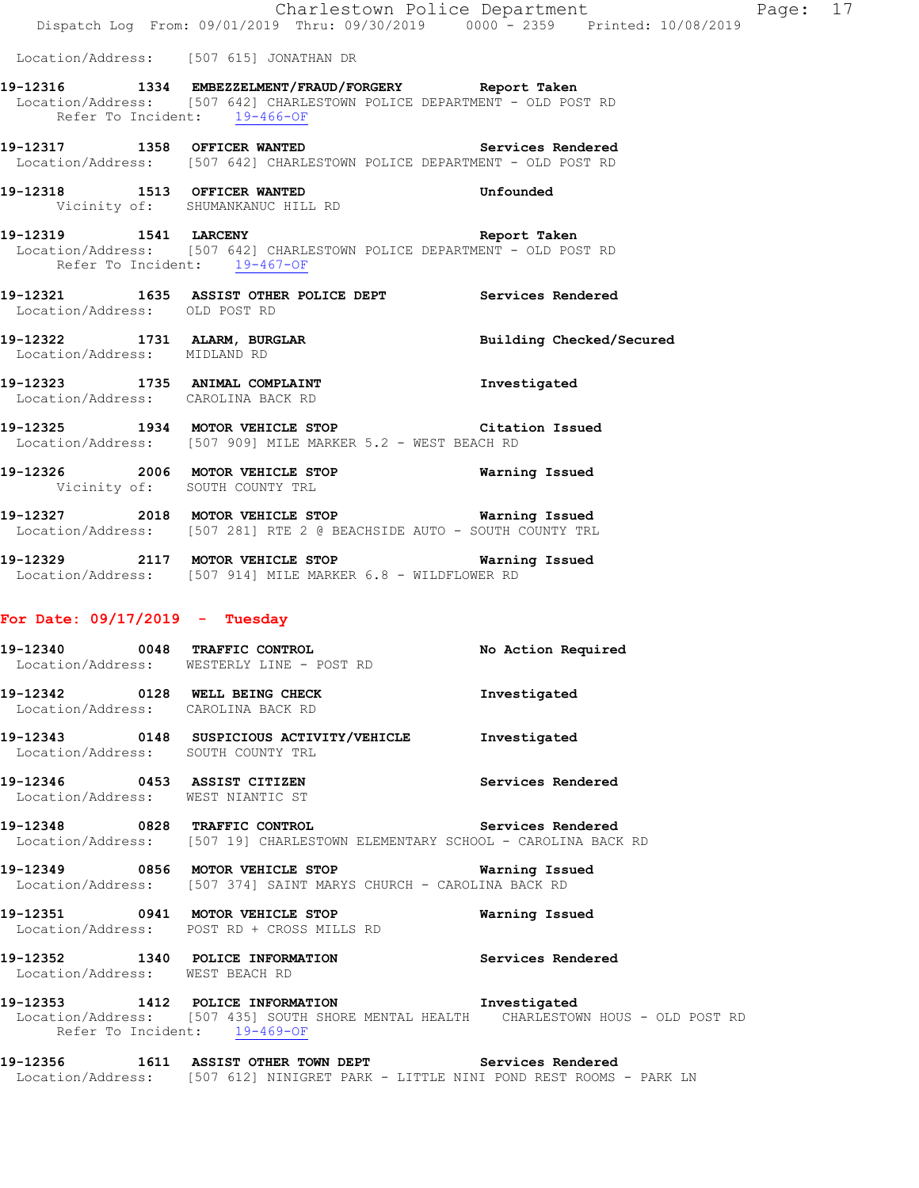Location/Address: [507 615] JONATHAN DR

**19-12316 1334 EMBEZZELMENT/FRAUD/FORGERY** Report Taken
Location/Address: [507 642] CHARLESTOWN POLICE DEPARTMENT - OLD POST RD
Refer To Incident: 19-466-OF

**19-12317 1358 OFFICER WANTED** Services Rendered
Location/Address: [507 642] CHARLESTOWN POLICE DEPARTMENT - OLD POST RD

**19-12318 1513 OFFICER WANTED** Unfounded
Vicinity of: SHUMANKANUC HILL RD

**19-12319 1541 LARCENY** Report Taken
Location/Address: [507 642] CHARLESTOWN POLICE DEPARTMENT - OLD POST RD
Refer To Incident: 19-467-OF

**19-12321 1635 ASSIST OTHER POLICE DEPT** Services Rendered
Location/Address: OLD POST RD

**19-12322 1731 ALARM, BURGLAR** Building Checked/Secured
Location/Address: MIDLAND RD

**19-12323 1735 ANIMAL COMPLAINT** Investigated
Location/Address: CAROLINA BACK RD

**19-12325 1934 MOTOR VEHICLE STOP** Citation Issued
Location/Address: [507 909] MILE MARKER 5.2 - WEST BEACH RD

**19-12326 2006 MOTOR VEHICLE STOP** Warning Issued
Vicinity of: SOUTH COUNTY TRL

**19-12327 2018 MOTOR VEHICLE STOP** Warning Issued
Location/Address: [507 281] RTE 2 @ BEACHSIDE AUTO - SOUTH COUNTY TRL

**19-12329 2117 MOTOR VEHICLE STOP** Warning Issued
Location/Address: [507 914] MILE MARKER 6.8 - WILDFLOWER RD

## For Date: 09/17/2019 - Tuesday

**19-12340 0048 TRAFFIC CONTROL** No Action Required
Location/Address: WESTERLY LINE - POST RD

**19-12342 0128 WELL BEING CHECK** Investigated
Location/Address: CAROLINA BACK RD

**19-12343 0148 SUSPICIOUS ACTIVITY/VEHICLE** Investigated
Location/Address: SOUTH COUNTY TRL

**19-12346 0453 ASSIST CITIZEN** Services Rendered
Location/Address: WEST NIANTIC ST

**19-12348 0828 TRAFFIC CONTROL** Services Rendered
Location/Address: [507 19] CHARLESTOWN ELEMENTARY SCHOOL - CAROLINA BACK RD

**19-12349 0856 MOTOR VEHICLE STOP** Warning Issued
Location/Address: [507 374] SAINT MARYS CHURCH - CAROLINA BACK RD

**19-12351 0941 MOTOR VEHICLE STOP** Warning Issued
Location/Address: POST RD + CROSS MILLS RD

**19-12352 1340 POLICE INFORMATION** Services Rendered
Location/Address: WEST BEACH RD

**19-12353 1412 POLICE INFORMATION** Investigated
Location/Address: [507 435] SOUTH SHORE MENTAL HEALTH CHARLESTOWN HOUS - OLD POST RD
Refer To Incident: 19-469-OF

**19-12356 1611 ASSIST OTHER TOWN DEPT** Services Rendered
Location/Address: [507 612] NINIGRET PARK - LITTLE NINI POND REST ROOMS - PARK LN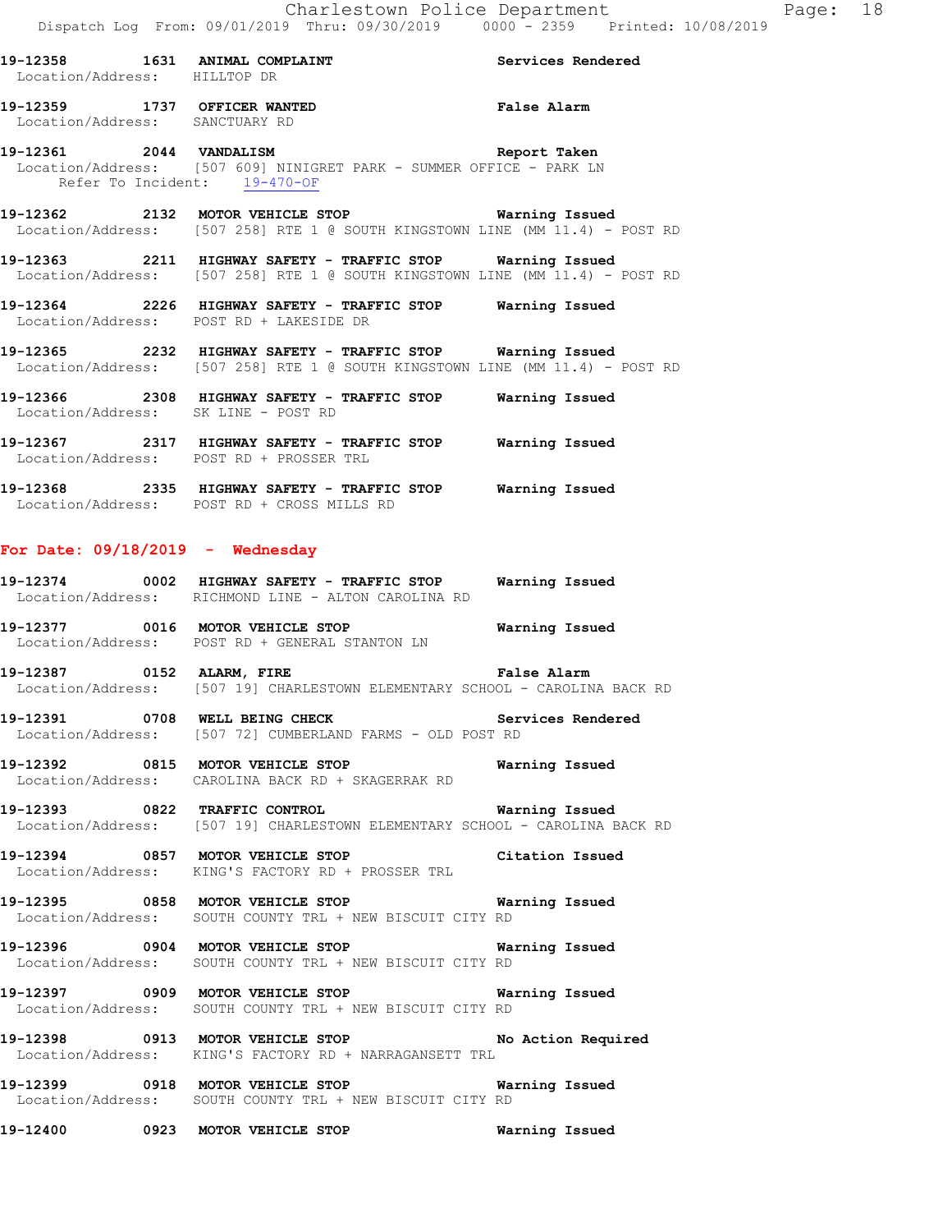**19-12358** 1631 **ANIMAL COMPLAINT** **Services Rendered**
Location/Address: HILLTOP DR

**19-12359** 1737 **OFFICER WANTED** **False Alarm**
Location/Address: SANCTUARY RD

**19-12361** 2044 **VANDALISM** **Report Taken**
Location/Address: [507 609] NINIGRET PARK - SUMMER OFFICE - PARK LN
Refer To Incident: 19-470-OF

**19-12362** 2132 **MOTOR VEHICLE STOP** **Warning Issued**
Location/Address: [507 258] RTE 1 @ SOUTH KINGSTOWN LINE (MM 11.4) - POST RD

**19-12363** 2211 **HIGHWAY SAFETY - TRAFFIC STOP** **Warning Issued**
Location/Address: [507 258] RTE 1 @ SOUTH KINGSTOWN LINE (MM 11.4) - POST RD

**19-12364** 2226 **HIGHWAY SAFETY - TRAFFIC STOP** **Warning Issued**
Location/Address: POST RD + LAKESIDE DR

**19-12365** 2232 **HIGHWAY SAFETY - TRAFFIC STOP** **Warning Issued**
Location/Address: [507 258] RTE 1 @ SOUTH KINGSTOWN LINE (MM 11.4) - POST RD

**19-12366** 2308 **HIGHWAY SAFETY - TRAFFIC STOP** **Warning Issued**
Location/Address: SK LINE - POST RD

**19-12367** 2317 **HIGHWAY SAFETY - TRAFFIC STOP** **Warning Issued**
Location/Address: POST RD + PROSSER TRL

**19-12368** 2335 **HIGHWAY SAFETY - TRAFFIC STOP** **Warning Issued**
Location/Address: POST RD + CROSS MILLS RD

## For Date: 09/18/2019 - Wednesday

**19-12374** 0002 **HIGHWAY SAFETY - TRAFFIC STOP** **Warning Issued**
Location/Address: RICHMOND LINE - ALTON CAROLINA RD

**19-12377** 0016 **MOTOR VEHICLE STOP** **Warning Issued**
Location/Address: POST RD + GENERAL STANTON LN

**19-12387** 0152 **ALARM, FIRE** **False Alarm**
Location/Address: [507 19] CHARLESTOWN ELEMENTARY SCHOOL - CAROLINA BACK RD

**19-12391** 0708 **WELL BEING CHECK** **Services Rendered**
Location/Address: [507 72] CUMBERLAND FARMS - OLD POST RD

**19-12392** 0815 **MOTOR VEHICLE STOP** **Warning Issued**
Location/Address: CAROLINA BACK RD + SKAGERRAK RD

**19-12393** 0822 **TRAFFIC CONTROL** **Warning Issued**
Location/Address: [507 19] CHARLESTOWN ELEMENTARY SCHOOL - CAROLINA BACK RD

**19-12394** 0857 **MOTOR VEHICLE STOP** **Citation Issued**
Location/Address: KING'S FACTORY RD + PROSSER TRL

**19-12395** 0858 **MOTOR VEHICLE STOP** **Warning Issued**
Location/Address: SOUTH COUNTY TRL + NEW BISCUIT CITY RD

**19-12396** 0904 **MOTOR VEHICLE STOP** **Warning Issued**
Location/Address: SOUTH COUNTY TRL + NEW BISCUIT CITY RD

**19-12397** 0909 **MOTOR VEHICLE STOP** **Warning Issued**
Location/Address: SOUTH COUNTY TRL + NEW BISCUIT CITY RD

**19-12398** 0913 **MOTOR VEHICLE STOP** **No Action Required**
Location/Address: KING'S FACTORY RD + NARRAGANSETT TRL

**19-12399** 0918 **MOTOR VEHICLE STOP** **Warning Issued**
Location/Address: SOUTH COUNTY TRL + NEW BISCUIT CITY RD

**19-12400** 0923 **MOTOR VEHICLE STOP** **Warning Issued**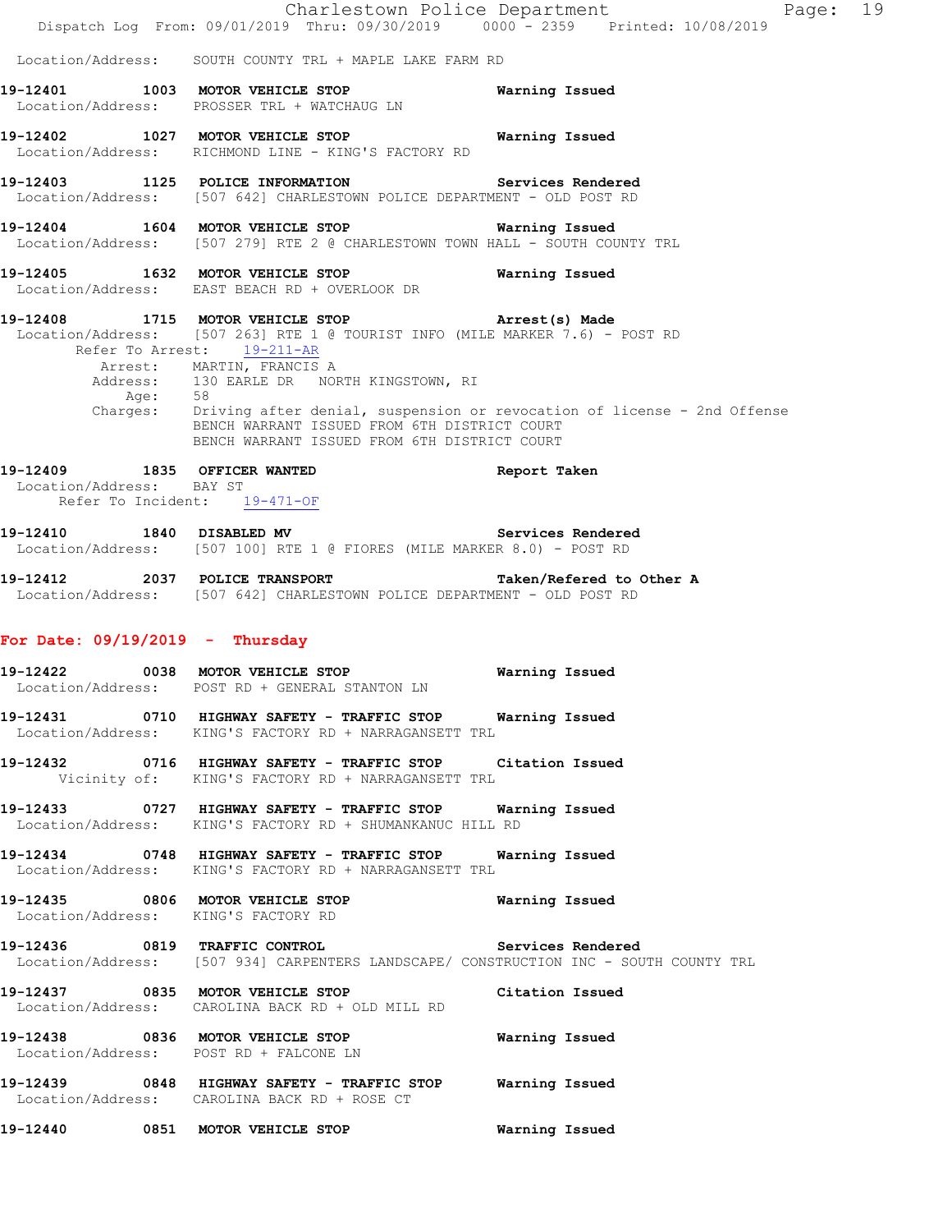Location/Address: SOUTH COUNTY TRL + MAPLE LAKE FARM RD

**19-12401 1003 MOTOR VEHICLE STOP Warning Issued**
Location/Address: PROSSER TRL + WATCHAUG LN

**19-12402 1027 MOTOR VEHICLE STOP Warning Issued**
Location/Address: RICHMOND LINE - KING'S FACTORY RD

**19-12403 1125 POLICE INFORMATION Services Rendered**
Location/Address: [507 642] CHARLESTOWN POLICE DEPARTMENT - OLD POST RD

**19-12404 1604 MOTOR VEHICLE STOP Warning Issued**
Location/Address: [507 279] RTE 2 @ CHARLESTOWN TOWN HALL - SOUTH COUNTY TRL

**19-12405 1632 MOTOR VEHICLE STOP Warning Issued**
Location/Address: EAST BEACH RD + OVERLOOK DR

**19-12408 1715 MOTOR VEHICLE STOP Arrest(s) Made**
Location/Address: [507 263] RTE 1 @ TOURIST INFO (MILE MARKER 7.6) - POST RD
Refer To Arrest: 19-211-AR
Arrest: MARTIN, FRANCIS A
Address: 130 EARLE DR NORTH KINGSTOWN, RI
Age: 58
Charges: Driving after denial, suspension or revocation of license - 2nd Offense
BENCH WARRANT ISSUED FROM 6TH DISTRICT COURT
BENCH WARRANT ISSUED FROM 6TH DISTRICT COURT

**19-12409 1835 OFFICER WANTED Report Taken**
Location/Address: BAY ST
Refer To Incident: 19-471-OF

**19-12410 1840 DISABLED MV Services Rendered**
Location/Address: [507 100] RTE 1 @ FIORES (MILE MARKER 8.0) - POST RD

**19-12412 2037 POLICE TRANSPORT Taken/Refered to Other A**
Location/Address: [507 642] CHARLESTOWN POLICE DEPARTMENT - OLD POST RD

## For Date: 09/19/2019 - Thursday

**19-12422 0038 MOTOR VEHICLE STOP Warning Issued**
Location/Address: POST RD + GENERAL STANTON LN

**19-12431 0710 HIGHWAY SAFETY - TRAFFIC STOP Warning Issued**
Location/Address: KING'S FACTORY RD + NARRAGANSETT TRL

**19-12432 0716 HIGHWAY SAFETY - TRAFFIC STOP Citation Issued**
Vicinity of: KING'S FACTORY RD + NARRAGANSETT TRL

**19-12433 0727 HIGHWAY SAFETY - TRAFFIC STOP Warning Issued**
Location/Address: KING'S FACTORY RD + SHUMANKANUC HILL RD

**19-12434 0748 HIGHWAY SAFETY - TRAFFIC STOP Warning Issued**
Location/Address: KING'S FACTORY RD + NARRAGANSETT TRL

**19-12435 0806 MOTOR VEHICLE STOP Warning Issued**
Location/Address: KING'S FACTORY RD

**19-12436 0819 TRAFFIC CONTROL Services Rendered**
Location/Address: [507 934] CARPENTERS LANDSCAPE/ CONSTRUCTION INC - SOUTH COUNTY TRL

**19-12437 0835 MOTOR VEHICLE STOP Citation Issued**
Location/Address: CAROLINA BACK RD + OLD MILL RD

**19-12438 0836 MOTOR VEHICLE STOP Warning Issued**
Location/Address: POST RD + FALCONE LN

**19-12439 0848 HIGHWAY SAFETY - TRAFFIC STOP Warning Issued**
Location/Address: CAROLINA BACK RD + ROSE CT

**19-12440 0851 MOTOR VEHICLE STOP Warning Issued**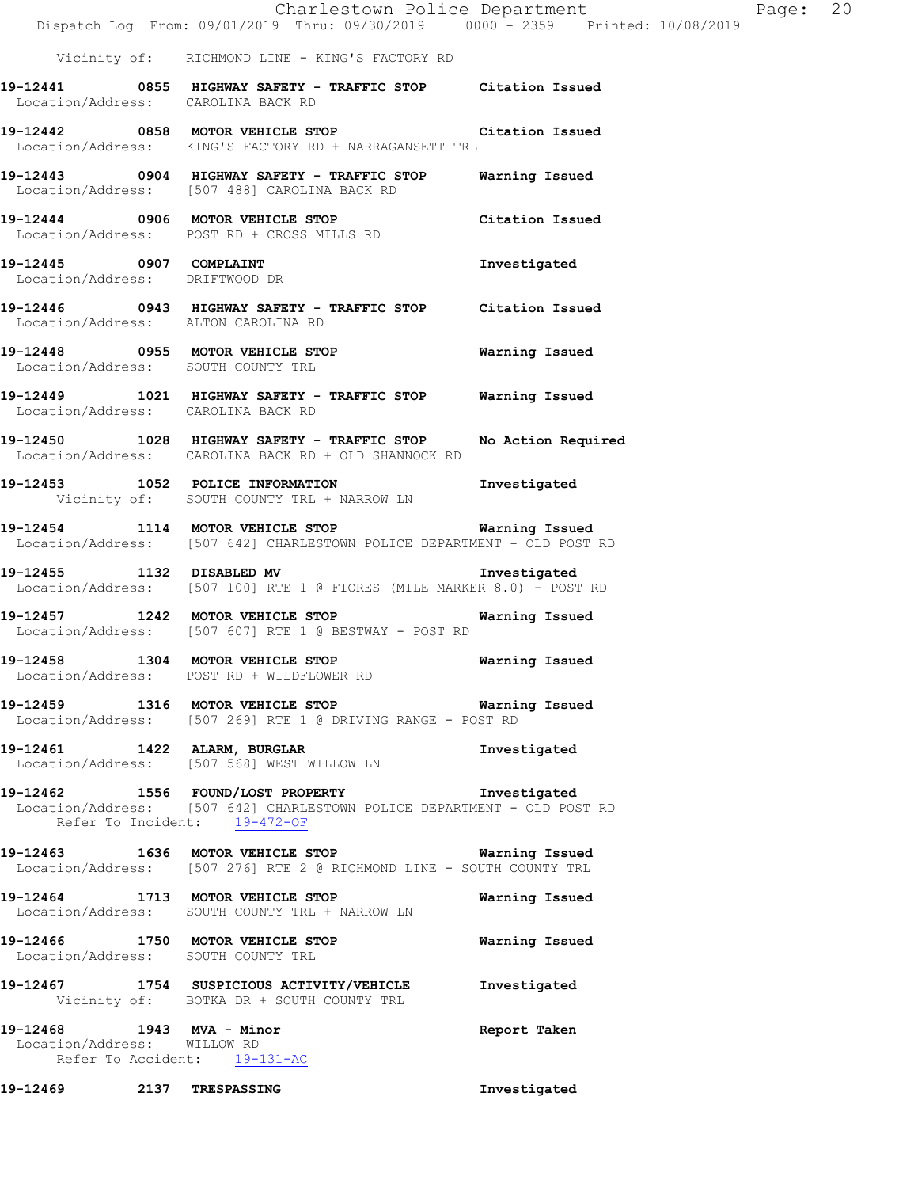Vicinity of: RICHMOND LINE - KING'S FACTORY RD

**19-12441 0855 HIGHWAY SAFETY - TRAFFIC STOP** Citation Issued
Location/Address: CAROLINA BACK RD

**19-12442 0858 MOTOR VEHICLE STOP** Citation Issued
Location/Address: KING'S FACTORY RD + NARRAGANSETT TRL

**19-12443 0904 HIGHWAY SAFETY - TRAFFIC STOP** Warning Issued
Location/Address: [507 488] CAROLINA BACK RD

**19-12444 0906 MOTOR VEHICLE STOP** Citation Issued
Location/Address: POST RD + CROSS MILLS RD

**19-12445 0907 COMPLAINT** Investigated
Location/Address: DRIFTWOOD DR

**19-12446 0943 HIGHWAY SAFETY - TRAFFIC STOP** Citation Issued
Location/Address: ALTON CAROLINA RD

**19-12448 0955 MOTOR VEHICLE STOP** Warning Issued
Location/Address: SOUTH COUNTY TRL

**19-12449 1021 HIGHWAY SAFETY - TRAFFIC STOP** Warning Issued
Location/Address: CAROLINA BACK RD

**19-12450 1028 HIGHWAY SAFETY - TRAFFIC STOP** No Action Required
Location/Address: CAROLINA BACK RD + OLD SHANNOCK RD

**19-12453 1052 POLICE INFORMATION** Investigated
Vicinity of: SOUTH COUNTY TRL + NARROW LN

**19-12454 1114 MOTOR VEHICLE STOP** Warning Issued
Location/Address: [507 642] CHARLESTOWN POLICE DEPARTMENT - OLD POST RD

**19-12455 1132 DISABLED MV** Investigated
Location/Address: [507 100] RTE 1 @ FIORES (MILE MARKER 8.0) - POST RD

**19-12457 1242 MOTOR VEHICLE STOP** Warning Issued
Location/Address: [507 607] RTE 1 @ BESTWAY - POST RD

**19-12458 1304 MOTOR VEHICLE STOP** Warning Issued
Location/Address: POST RD + WILDFLOWER RD

**19-12459 1316 MOTOR VEHICLE STOP** Warning Issued
Location/Address: [507 269] RTE 1 @ DRIVING RANGE - POST RD

**19-12461 1422 ALARM, BURGLAR** Investigated
Location/Address: [507 568] WEST WILLOW LN

**19-12462 1556 FOUND/LOST PROPERTY** Investigated
Location/Address: [507 642] CHARLESTOWN POLICE DEPARTMENT - OLD POST RD
Refer To Incident: 19-472-OF

**19-12463 1636 MOTOR VEHICLE STOP** Warning Issued
Location/Address: [507 276] RTE 2 @ RICHMOND LINE - SOUTH COUNTY TRL

**19-12464 1713 MOTOR VEHICLE STOP** Warning Issued
Location/Address: SOUTH COUNTY TRL + NARROW LN

**19-12466 1750 MOTOR VEHICLE STOP** Warning Issued
Location/Address: SOUTH COUNTY TRL

**19-12467 1754 SUSPICIOUS ACTIVITY/VEHICLE** Investigated
Vicinity of: BOTKA DR + SOUTH COUNTY TRL

**19-12468 1943 MVA - Minor** Report Taken
Location/Address: WILLOW RD
Refer To Accident: 19-131-AC

**19-12469 2137 TRESPASSING** Investigated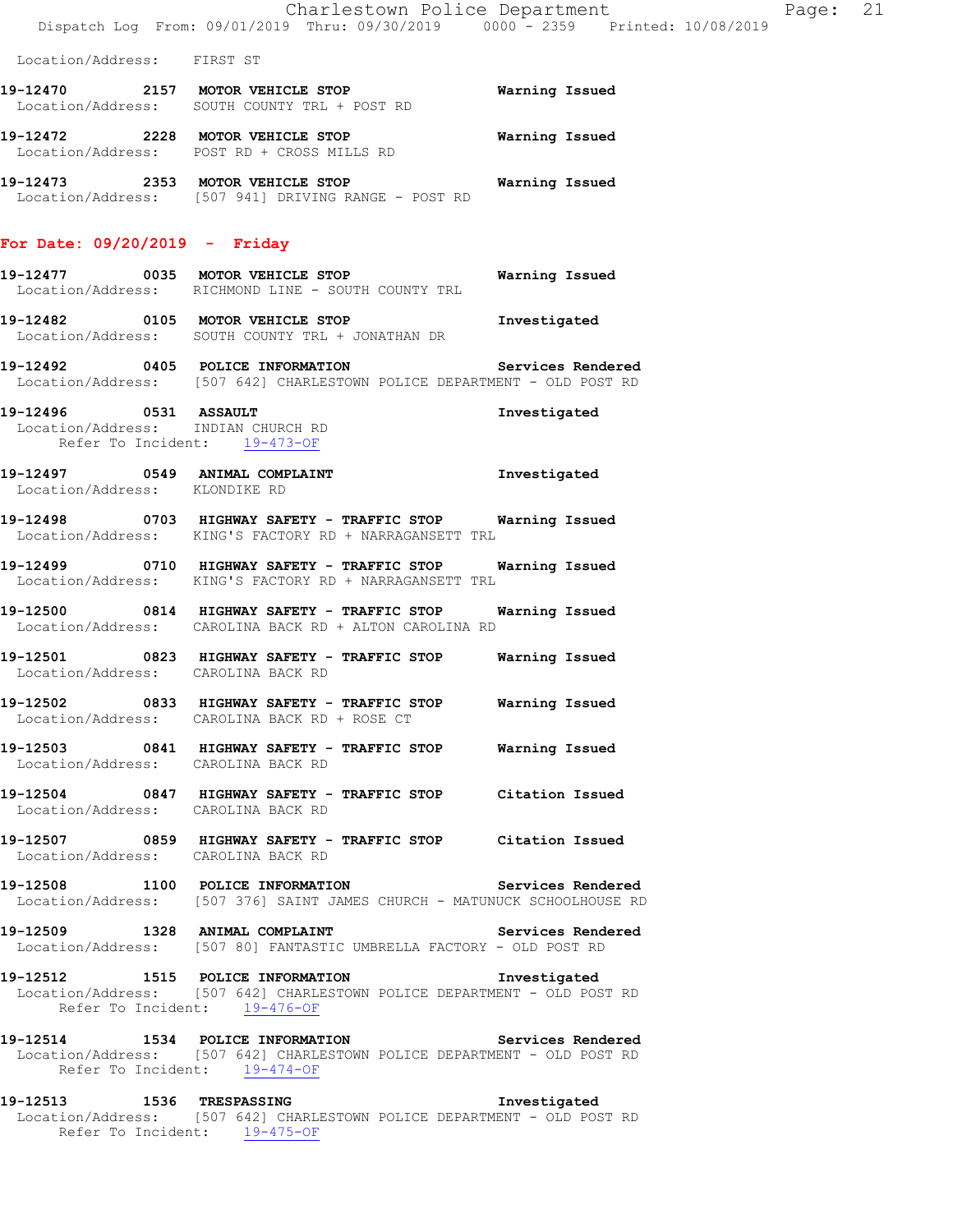Location/Address: FIRST ST

**19-12470** 2157 **MOTOR VEHICLE STOP** **Warning Issued**
Location/Address: SOUTH COUNTY TRL + POST RD

**19-12472** 2228 **MOTOR VEHICLE STOP** **Warning Issued**
Location/Address: POST RD + CROSS MILLS RD

**19-12473** 2353 **MOTOR VEHICLE STOP** **Warning Issued**
Location/Address: [507 941] DRIVING RANGE - POST RD

## For Date: 09/20/2019 - Friday

**19-12477** 0035 **MOTOR VEHICLE STOP** **Warning Issued**
Location/Address: RICHMOND LINE - SOUTH COUNTY TRL

**19-12482** 0105 **MOTOR VEHICLE STOP** **Investigated**
Location/Address: SOUTH COUNTY TRL + JONATHAN DR

**19-12492** 0405 **POLICE INFORMATION** **Services Rendered**
Location/Address: [507 642] CHARLESTOWN POLICE DEPARTMENT - OLD POST RD

**19-12496** 0531 **ASSAULT** **Investigated**
Location/Address: INDIAN CHURCH RD
Refer To Incident: 19-473-OF

**19-12497** 0549 **ANIMAL COMPLAINT** **Investigated**
Location/Address: KLONDIKE RD

**19-12498** 0703 **HIGHWAY SAFETY - TRAFFIC STOP** **Warning Issued**
Location/Address: KING'S FACTORY RD + NARRAGANSETT TRL

**19-12499** 0710 **HIGHWAY SAFETY - TRAFFIC STOP** **Warning Issued**
Location/Address: KING'S FACTORY RD + NARRAGANSETT TRL

**19-12500** 0814 **HIGHWAY SAFETY - TRAFFIC STOP** **Warning Issued**
Location/Address: CAROLINA BACK RD + ALTON CAROLINA RD

**19-12501** 0823 **HIGHWAY SAFETY - TRAFFIC STOP** **Warning Issued**
Location/Address: CAROLINA BACK RD

**19-12502** 0833 **HIGHWAY SAFETY - TRAFFIC STOP** **Warning Issued**
Location/Address: CAROLINA BACK RD + ROSE CT

**19-12503** 0841 **HIGHWAY SAFETY - TRAFFIC STOP** **Warning Issued**
Location/Address: CAROLINA BACK RD

**19-12504** 0847 **HIGHWAY SAFETY - TRAFFIC STOP** **Citation Issued**
Location/Address: CAROLINA BACK RD

**19-12507** 0859 **HIGHWAY SAFETY - TRAFFIC STOP** **Citation Issued**
Location/Address: CAROLINA BACK RD

**19-12508** 1100 **POLICE INFORMATION** **Services Rendered**
Location/Address: [507 376] SAINT JAMES CHURCH - MATUNUCK SCHOOLHOUSE RD

**19-12509** 1328 **ANIMAL COMPLAINT** **Services Rendered**
Location/Address: [507 80] FANTASTIC UMBRELLA FACTORY - OLD POST RD

**19-12512** 1515 **POLICE INFORMATION** **Investigated**
Location/Address: [507 642] CHARLESTOWN POLICE DEPARTMENT - OLD POST RD
Refer To Incident: 19-476-OF

**19-12514** 1534 **POLICE INFORMATION** **Services Rendered**
Location/Address: [507 642] CHARLESTOWN POLICE DEPARTMENT - OLD POST RD
Refer To Incident: 19-474-OF

**19-12513** 1536 **TRESPASSING** **Investigated**
Location/Address: [507 642] CHARLESTOWN POLICE DEPARTMENT - OLD POST RD
Refer To Incident: 19-475-OF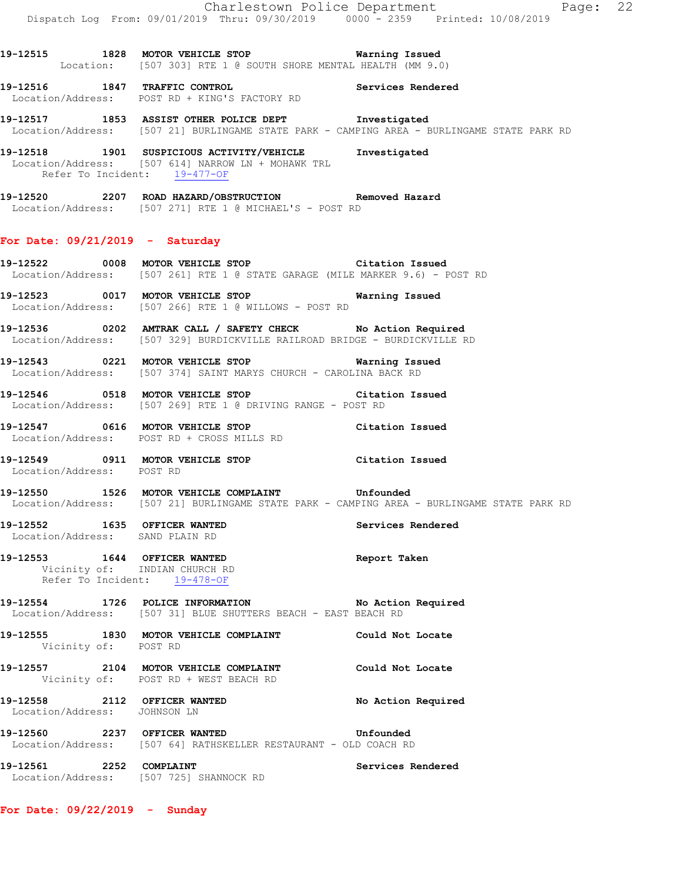19-12515 1828 MOTOR VEHICLE STOP Warning Issued
Location: [507 303] RTE 1 @ SOUTH SHORE MENTAL HEALTH (MM 9.0)

19-12516 1847 TRAFFIC CONTROL Services Rendered
Location/Address: POST RD + KING'S FACTORY RD

19-12517 1853 ASSIST OTHER POLICE DEPT Investigated
Location/Address: [507 21] BURLINGAME STATE PARK - CAMPING AREA - BURLINGAME STATE PARK RD

19-12518 1901 SUSPICIOUS ACTIVITY/VEHICLE Investigated
Location/Address: [507 614] NARROW LN + MOHAWK TRL
Refer To Incident: 19-477-OF

19-12520 2207 ROAD HAZARD/OBSTRUCTION Removed Hazard
Location/Address: [507 271] RTE 1 @ MICHAEL'S - POST RD

## For Date: 09/21/2019 - Saturday

19-12522 0008 MOTOR VEHICLE STOP Citation Issued
Location/Address: [507 261] RTE 1 @ STATE GARAGE (MILE MARKER 9.6) - POST RD

19-12523 0017 MOTOR VEHICLE STOP Warning Issued
Location/Address: [507 266] RTE 1 @ WILLOWS - POST RD

19-12536 0202 AMTRAK CALL / SAFETY CHECK No Action Required
Location/Address: [507 329] BURDICKVILLE RAILROAD BRIDGE - BURDICKVILLE RD

19-12543 0221 MOTOR VEHICLE STOP Warning Issued
Location/Address: [507 374] SAINT MARYS CHURCH - CAROLINA BACK RD

19-12546 0518 MOTOR VEHICLE STOP Citation Issued
Location/Address: [507 269] RTE 1 @ DRIVING RANGE - POST RD

19-12547 0616 MOTOR VEHICLE STOP Citation Issued
Location/Address: POST RD + CROSS MILLS RD

19-12549 0911 MOTOR VEHICLE STOP Citation Issued
Location/Address: POST RD

19-12550 1526 MOTOR VEHICLE COMPLAINT Unfounded
Location/Address: [507 21] BURLINGAME STATE PARK - CAMPING AREA - BURLINGAME STATE PARK RD

19-12552 1635 OFFICER WANTED Services Rendered
Location/Address: SAND PLAIN RD

19-12553 1644 OFFICER WANTED Report Taken
Vicinity of: INDIAN CHURCH RD
Refer To Incident: 19-478-OF

19-12554 1726 POLICE INFORMATION No Action Required
Location/Address: [507 31] BLUE SHUTTERS BEACH - EAST BEACH RD

19-12555 1830 MOTOR VEHICLE COMPLAINT Could Not Locate
Vicinity of: POST RD

19-12557 2104 MOTOR VEHICLE COMPLAINT Could Not Locate
Vicinity of: POST RD + WEST BEACH RD

19-12558 2112 OFFICER WANTED No Action Required
Location/Address: JOHNSON LN

19-12560 2237 OFFICER WANTED Unfounded
Location/Address: [507 64] RATHSKELLER RESTAURANT - OLD COACH RD

19-12561 2252 COMPLAINT Services Rendered
Location/Address: [507 725] SHANNOCK RD

## For Date: 09/22/2019 - Sunday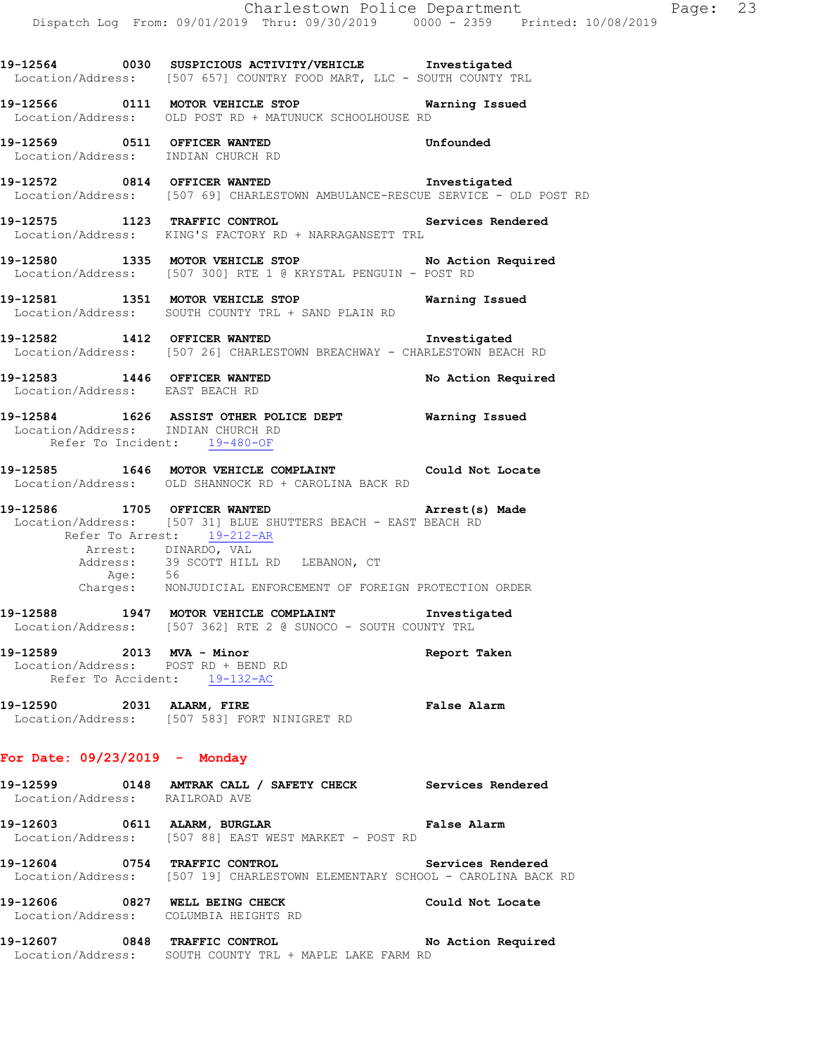**19-12564 0030 SUSPICIOUS ACTIVITY/VEHICLE Investigated**
Location/Address: [507 657] COUNTRY FOOD MART, LLC - SOUTH COUNTY TRL

**19-12566 0111 MOTOR VEHICLE STOP Warning Issued**
Location/Address: OLD POST RD + MATUNUCK SCHOOLHOUSE RD

**19-12569 0511 OFFICER WANTED Unfounded**
Location/Address: INDIAN CHURCH RD

**19-12572 0814 OFFICER WANTED Investigated**
Location/Address: [507 69] CHARLESTOWN AMBULANCE-RESCUE SERVICE - OLD POST RD

**19-12575 1123 TRAFFIC CONTROL Services Rendered**
Location/Address: KING'S FACTORY RD + NARRAGANSETT TRL

**19-12580 1335 MOTOR VEHICLE STOP No Action Required**
Location/Address: [507 300] RTE 1 @ KRYSTAL PENGUIN - POST RD

**19-12581 1351 MOTOR VEHICLE STOP Warning Issued**
Location/Address: SOUTH COUNTY TRL + SAND PLAIN RD

**19-12582 1412 OFFICER WANTED Investigated**
Location/Address: [507 26] CHARLESTOWN BREACHWAY - CHARLESTOWN BEACH RD

**19-12583 1446 OFFICER WANTED No Action Required**
Location/Address: EAST BEACH RD

**19-12584 1626 ASSIST OTHER POLICE DEPT Warning Issued**
Location/Address: INDIAN CHURCH RD
Refer To Incident: 19-480-OF

**19-12585 1646 MOTOR VEHICLE COMPLAINT Could Not Locate**
Location/Address: OLD SHANNOCK RD + CAROLINA BACK RD

**19-12586 1705 OFFICER WANTED Arrest(s) Made**
Location/Address: [507 31] BLUE SHUTTERS BEACH - EAST BEACH RD
Refer To Arrest: 19-212-AR
Arrest: DINARDO, VAL
Address: 39 SCOTT HILL RD LEBANON, CT
Age: 56
Charges: NONJUDICIAL ENFORCEMENT OF FOREIGN PROTECTION ORDER

**19-12588 1947 MOTOR VEHICLE COMPLAINT Investigated**
Location/Address: [507 362] RTE 2 @ SUNOCO - SOUTH COUNTY TRL

**19-12589 2013 MVA - Minor Report Taken**
Location/Address: POST RD + BEND RD
Refer To Accident: 19-132-AC

**19-12590 2031 ALARM, FIRE False Alarm**
Location/Address: [507 583] FORT NINIGRET RD

## For Date: 09/23/2019 - Monday

**19-12599 0148 AMTRAK CALL / SAFETY CHECK Services Rendered**
Location/Address: RAILROAD AVE

**19-12603 0611 ALARM, BURGLAR False Alarm**
Location/Address: [507 88] EAST WEST MARKET - POST RD

**19-12604 0754 TRAFFIC CONTROL Services Rendered**
Location/Address: [507 19] CHARLESTOWN ELEMENTARY SCHOOL - CAROLINA BACK RD

**19-12606 0827 WELL BEING CHECK Could Not Locate**
Location/Address: COLUMBIA HEIGHTS RD

**19-12607 0848 TRAFFIC CONTROL No Action Required**
Location/Address: SOUTH COUNTY TRL + MAPLE LAKE FARM RD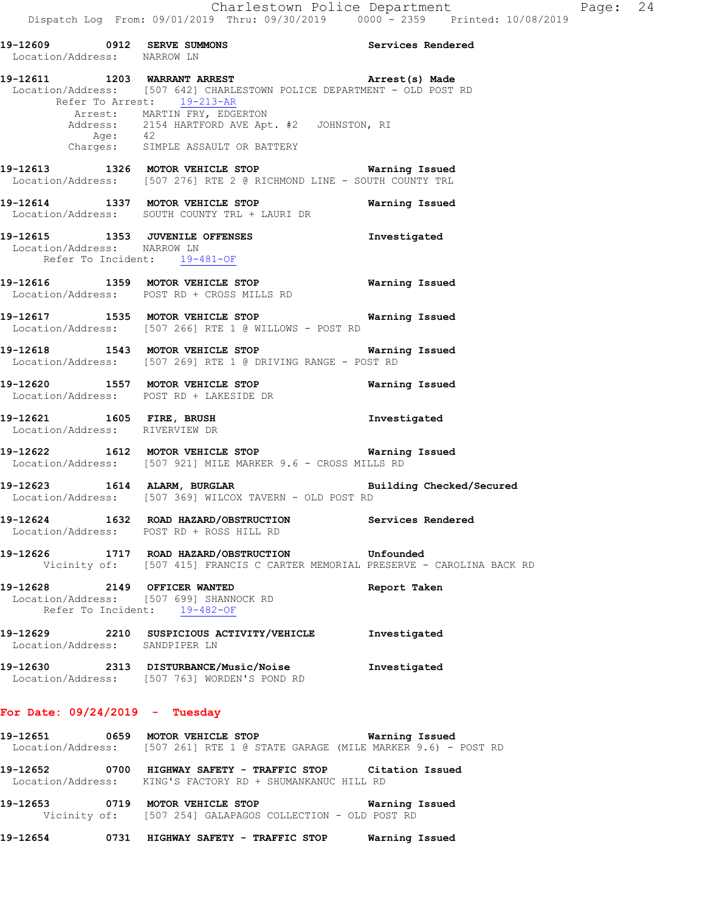**19-12609 0912 SERVE SUMMONS** Services Rendered
Location/Address: NARROW LN

**19-12611 1203 WARRANT ARREST** Arrest(s) Made
Location/Address: [507 642] CHARLESTOWN POLICE DEPARTMENT - OLD POST RD
Refer To Arrest: 19-213-AR
Arrest: MARTIN FRY, EDGERTON
Address: 2154 HARTFORD AVE Apt. #2 JOHNSTON, RI
Age: 42
Charges: SIMPLE ASSAULT OR BATTERY

**19-12613 1326 MOTOR VEHICLE STOP** Warning Issued
Location/Address: [507 276] RTE 2 @ RICHMOND LINE - SOUTH COUNTY TRL

**19-12614 1337 MOTOR VEHICLE STOP** Warning Issued
Location/Address: SOUTH COUNTY TRL + LAURI DR

**19-12615 1353 JUVENILE OFFENSES** Investigated
Location/Address: NARROW LN
Refer To Incident: 19-481-OF

**19-12616 1359 MOTOR VEHICLE STOP** Warning Issued
Location/Address: POST RD + CROSS MILLS RD

**19-12617 1535 MOTOR VEHICLE STOP** Warning Issued
Location/Address: [507 266] RTE 1 @ WILLOWS - POST RD

**19-12618 1543 MOTOR VEHICLE STOP** Warning Issued
Location/Address: [507 269] RTE 1 @ DRIVING RANGE - POST RD

**19-12620 1557 MOTOR VEHICLE STOP** Warning Issued
Location/Address: POST RD + LAKESIDE DR

**19-12621 1605 FIRE, BRUSH** Investigated
Location/Address: RIVERVIEW DR

**19-12622 1612 MOTOR VEHICLE STOP** Warning Issued
Location/Address: [507 921] MILE MARKER 9.6 - CROSS MILLS RD

**19-12623 1614 ALARM, BURGLAR** Building Checked/Secured
Location/Address: [507 369] WILCOX TAVERN - OLD POST RD

**19-12624 1632 ROAD HAZARD/OBSTRUCTION** Services Rendered
Location/Address: POST RD + ROSS HILL RD

**19-12626 1717 ROAD HAZARD/OBSTRUCTION** Unfounded
Vicinity of: [507 415] FRANCIS C CARTER MEMORIAL PRESERVE - CAROLINA BACK RD

**19-12628 2149 OFFICER WANTED** Report Taken
Location/Address: [507 699] SHANNOCK RD
Refer To Incident: 19-482-OF

**19-12629 2210 SUSPICIOUS ACTIVITY/VEHICLE** Investigated
Location/Address: SANDPIPER LN

**19-12630 2313 DISTURBANCE/Music/Noise** Investigated
Location/Address: [507 763] WORDEN'S POND RD

## For Date: 09/24/2019 - Tuesday

**19-12651 0659 MOTOR VEHICLE STOP** Warning Issued
Location/Address: [507 261] RTE 1 @ STATE GARAGE (MILE MARKER 9.6) - POST RD

**19-12652 0700 HIGHWAY SAFETY - TRAFFIC STOP** Citation Issued
Location/Address: KING'S FACTORY RD + SHUMANKANUC HILL RD

**19-12653 0719 MOTOR VEHICLE STOP** Warning Issued
Vicinity of: [507 254] GALAPAGOS COLLECTION - OLD POST RD

**19-12654 0731 HIGHWAY SAFETY - TRAFFIC STOP** Warning Issued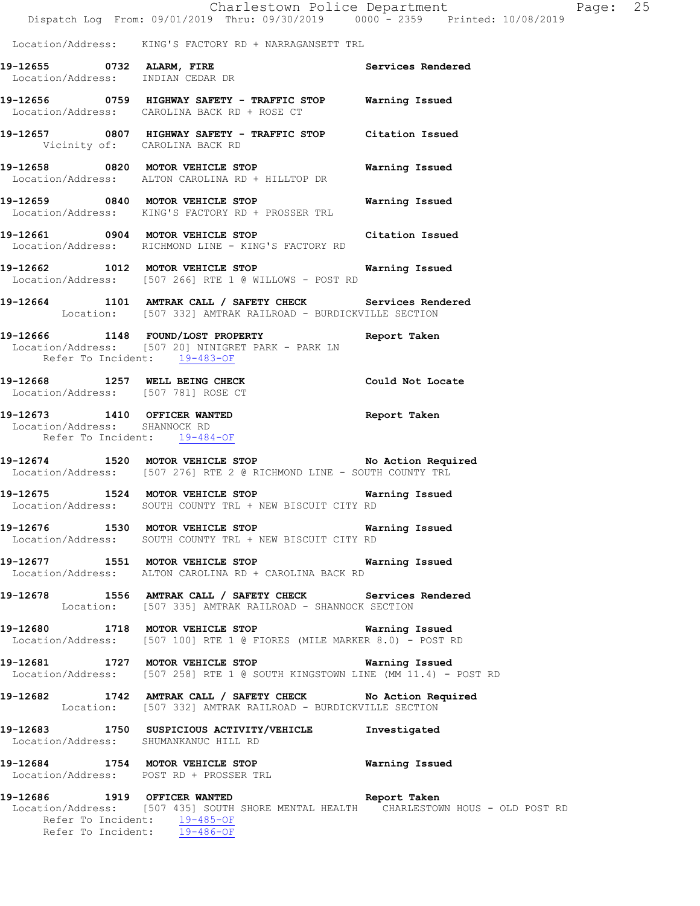Location/Address: KING'S FACTORY RD + NARRAGANSETT TRL

**19-12655 0732 ALARM, FIRE** Services Rendered
Location/Address: INDIAN CEDAR DR

**19-12656 0759 HIGHWAY SAFETY - TRAFFIC STOP** Warning Issued
Location/Address: CAROLINA BACK RD + ROSE CT

**19-12657 0807 HIGHWAY SAFETY - TRAFFIC STOP** Citation Issued
Vicinity of: CAROLINA BACK RD

**19-12658 0820 MOTOR VEHICLE STOP** Warning Issued
Location/Address: ALTON CAROLINA RD + HILLTOP DR

**19-12659 0840 MOTOR VEHICLE STOP** Warning Issued
Location/Address: KING'S FACTORY RD + PROSSER TRL

**19-12661 0904 MOTOR VEHICLE STOP** Citation Issued
Location/Address: RICHMOND LINE - KING'S FACTORY RD

**19-12662 1012 MOTOR VEHICLE STOP** Warning Issued
Location/Address: [507 266] RTE 1 @ WILLOWS - POST RD

**19-12664 1101 AMTRAK CALL / SAFETY CHECK** Services Rendered
Location: [507 332] AMTRAK RAILROAD - BURDICKVILLE SECTION

**19-12666 1148 FOUND/LOST PROPERTY** Report Taken
Location/Address: [507 20] NINIGRET PARK - PARK LN
Refer To Incident: 19-483-OF

**19-12668 1257 WELL BEING CHECK** Could Not Locate
Location/Address: [507 781] ROSE CT

**19-12673 1410 OFFICER WANTED** Report Taken
Location/Address: SHANNOCK RD
Refer To Incident: 19-484-OF

**19-12674 1520 MOTOR VEHICLE STOP** No Action Required
Location/Address: [507 276] RTE 2 @ RICHMOND LINE - SOUTH COUNTY TRL

**19-12675 1524 MOTOR VEHICLE STOP** Warning Issued
Location/Address: SOUTH COUNTY TRL + NEW BISCUIT CITY RD

**19-12676 1530 MOTOR VEHICLE STOP** Warning Issued
Location/Address: SOUTH COUNTY TRL + NEW BISCUIT CITY RD

**19-12677 1551 MOTOR VEHICLE STOP** Warning Issued
Location/Address: ALTON CAROLINA RD + CAROLINA BACK RD

**19-12678 1556 AMTRAK CALL / SAFETY CHECK** Services Rendered
Location: [507 335] AMTRAK RAILROAD - SHANNOCK SECTION

**19-12680 1718 MOTOR VEHICLE STOP** Warning Issued
Location/Address: [507 100] RTE 1 @ FIORES (MILE MARKER 8.0) - POST RD

**19-12681 1727 MOTOR VEHICLE STOP** Warning Issued
Location/Address: [507 258] RTE 1 @ SOUTH KINGSTOWN LINE (MM 11.4) - POST RD

**19-12682 1742 AMTRAK CALL / SAFETY CHECK** No Action Required
Location: [507 332] AMTRAK RAILROAD - BURDICKVILLE SECTION

**19-12683 1750 SUSPICIOUS ACTIVITY/VEHICLE** Investigated
Location/Address: SHUMANKANUC HILL RD

**19-12684 1754 MOTOR VEHICLE STOP** Warning Issued
Location/Address: POST RD + PROSSER TRL

**19-12686 1919 OFFICER WANTED** Report Taken
Location/Address: [507 435] SOUTH SHORE MENTAL HEALTH CHARLESTOWN HOUS - OLD POST RD
Refer To Incident: 19-485-OF
Refer To Incident: 19-486-OF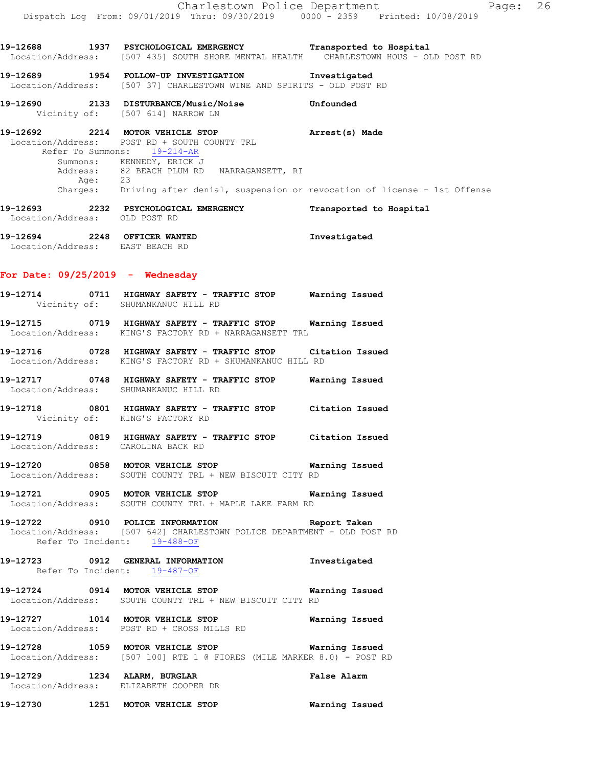19-12688 1937 **PSYCHOLOGICAL EMERGENCY** Transported to Hospital
Location/Address: [507 435] SOUTH SHORE MENTAL HEALTH CHARLESTOWN HOUS - OLD POST RD

19-12689 1954 **FOLLOW-UP INVESTIGATION** Investigated
Location/Address: [507 37] CHARLESTOWN WINE AND SPIRITS - OLD POST RD

19-12690 2133 **DISTURBANCE/Music/Noise** Unfounded
Vicinity of: [507 614] NARROW LN

19-12692 2214 **MOTOR VEHICLE STOP** Arrest(s) Made
Location/Address: POST RD + SOUTH COUNTY TRL
Refer To Summons: 19-214-AR
Summons: KENNEDY, ERICK J
Address: 82 BEACH PLUM RD NARRAGANSETT, RI
Age: 23
Charges: Driving after denial, suspension or revocation of license - 1st Offense

19-12693 2232 **PSYCHOLOGICAL EMERGENCY** Transported to Hospital
Location/Address: OLD POST RD

19-12694 2248 **OFFICER WANTED** Investigated
Location/Address: EAST BEACH RD

## For Date: 09/25/2019 - Wednesday

19-12714 0711 **HIGHWAY SAFETY - TRAFFIC STOP** Warning Issued
Vicinity of: SHUMANKANUC HILL RD

19-12715 0719 **HIGHWAY SAFETY - TRAFFIC STOP** Warning Issued
Location/Address: KING'S FACTORY RD + NARRAGANSETT TRL

19-12716 0728 **HIGHWAY SAFETY - TRAFFIC STOP** Citation Issued
Location/Address: KING'S FACTORY RD + SHUMANKANUC HILL RD

19-12717 0748 **HIGHWAY SAFETY - TRAFFIC STOP** Warning Issued
Location/Address: SHUMANKANUC HILL RD

19-12718 0801 **HIGHWAY SAFETY - TRAFFIC STOP** Citation Issued
Vicinity of: KING'S FACTORY RD

19-12719 0819 **HIGHWAY SAFETY - TRAFFIC STOP** Citation Issued
Location/Address: CAROLINA BACK RD

19-12720 0858 **MOTOR VEHICLE STOP** Warning Issued
Location/Address: SOUTH COUNTY TRL + NEW BISCUIT CITY RD

19-12721 0905 **MOTOR VEHICLE STOP** Warning Issued
Location/Address: SOUTH COUNTY TRL + MAPLE LAKE FARM RD

19-12722 0910 **POLICE INFORMATION** Report Taken
Location/Address: [507 642] CHARLESTOWN POLICE DEPARTMENT - OLD POST RD
Refer To Incident: 19-488-OF

19-12723 0912 **GENERAL INFORMATION** Investigated
Refer To Incident: 19-487-OF

19-12724 0914 **MOTOR VEHICLE STOP** Warning Issued
Location/Address: SOUTH COUNTY TRL + NEW BISCUIT CITY RD

19-12727 1014 **MOTOR VEHICLE STOP** Warning Issued
Location/Address: POST RD + CROSS MILLS RD

19-12728 1059 **MOTOR VEHICLE STOP** Warning Issued
Location/Address: [507 100] RTE 1 @ FIORES (MILE MARKER 8.0) - POST RD

19-12729 1234 **ALARM, BURGLAR** False Alarm
Location/Address: ELIZABETH COOPER DR

19-12730 1251 **MOTOR VEHICLE STOP** Warning Issued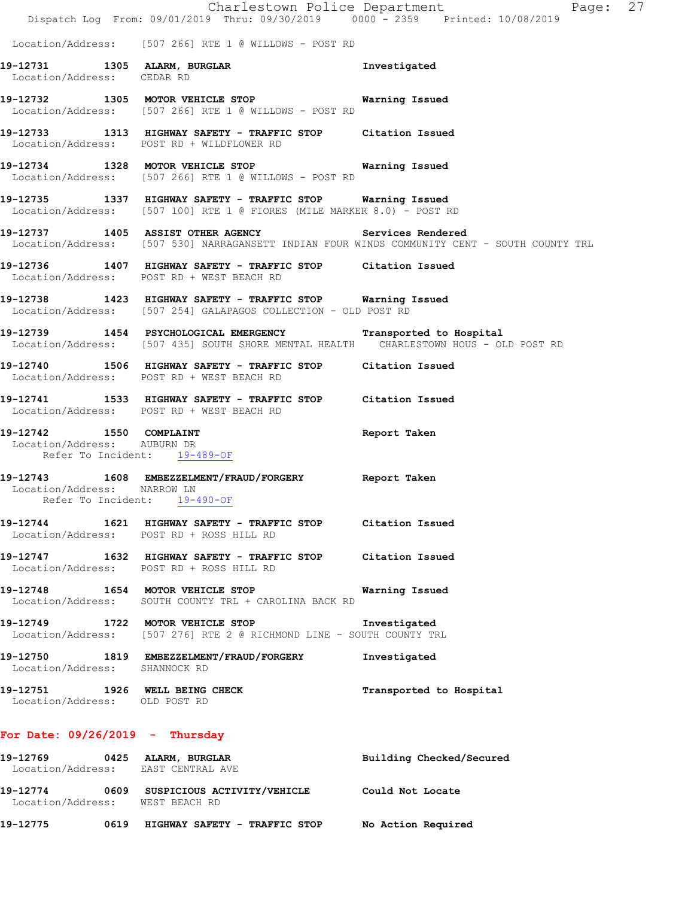Location/Address: [507 266] RTE 1 @ WILLOWS - POST RD

**19-12731 1305 ALARM, BURGLAR** Investigated
Location/Address: CEDAR RD

**19-12732 1305 MOTOR VEHICLE STOP** Warning Issued
Location/Address: [507 266] RTE 1 @ WILLOWS - POST RD

**19-12733 1313 HIGHWAY SAFETY - TRAFFIC STOP** Citation Issued
Location/Address: POST RD + WILDFLOWER RD

**19-12734 1328 MOTOR VEHICLE STOP** Warning Issued
Location/Address: [507 266] RTE 1 @ WILLOWS - POST RD

**19-12735 1337 HIGHWAY SAFETY - TRAFFIC STOP** Warning Issued
Location/Address: [507 100] RTE 1 @ FIORES (MILE MARKER 8.0) - POST RD

**19-12737 1405 ASSIST OTHER AGENCY** Services Rendered
Location/Address: [507 530] NARRAGANSETT INDIAN FOUR WINDS COMMUNITY CENT - SOUTH COUNTY TRL

**19-12736 1407 HIGHWAY SAFETY - TRAFFIC STOP** Citation Issued
Location/Address: POST RD + WEST BEACH RD

**19-12738 1423 HIGHWAY SAFETY - TRAFFIC STOP** Warning Issued
Location/Address: [507 254] GALAPAGOS COLLECTION - OLD POST RD

**19-12739 1454 PSYCHOLOGICAL EMERGENCY** Transported to Hospital
Location/Address: [507 435] SOUTH SHORE MENTAL HEALTH CHARLESTOWN HOUS - OLD POST RD

**19-12740 1506 HIGHWAY SAFETY - TRAFFIC STOP** Citation Issued
Location/Address: POST RD + WEST BEACH RD

**19-12741 1533 HIGHWAY SAFETY - TRAFFIC STOP** Citation Issued
Location/Address: POST RD + WEST BEACH RD

**19-12742 1550 COMPLAINT** Report Taken
Location/Address: AUBURN DR
Refer To Incident: 19-489-OF

**19-12743 1608 EMBEZZELMENT/FRAUD/FORGERY** Report Taken
Location/Address: NARROW LN
Refer To Incident: 19-490-OF

**19-12744 1621 HIGHWAY SAFETY - TRAFFIC STOP** Citation Issued
Location/Address: POST RD + ROSS HILL RD

**19-12747 1632 HIGHWAY SAFETY - TRAFFIC STOP** Citation Issued
Location/Address: POST RD + ROSS HILL RD

**19-12748 1654 MOTOR VEHICLE STOP** Warning Issued
Location/Address: SOUTH COUNTY TRL + CAROLINA BACK RD

**19-12749 1722 MOTOR VEHICLE STOP** Investigated
Location/Address: [507 276] RTE 2 @ RICHMOND LINE - SOUTH COUNTY TRL

**19-12750 1819 EMBEZZELMENT/FRAUD/FORGERY** Investigated
Location/Address: SHANNOCK RD

**19-12751 1926 WELL BEING CHECK** Transported to Hospital
Location/Address: OLD POST RD

## For Date: 09/26/2019 - Thursday

**19-12769 0425 ALARM, BURGLAR** Building Checked/Secured
Location/Address: EAST CENTRAL AVE

**19-12774 0609 SUSPICIOUS ACTIVITY/VEHICLE** Could Not Locate
Location/Address: WEST BEACH RD

**19-12775 0619 HIGHWAY SAFETY - TRAFFIC STOP** No Action Required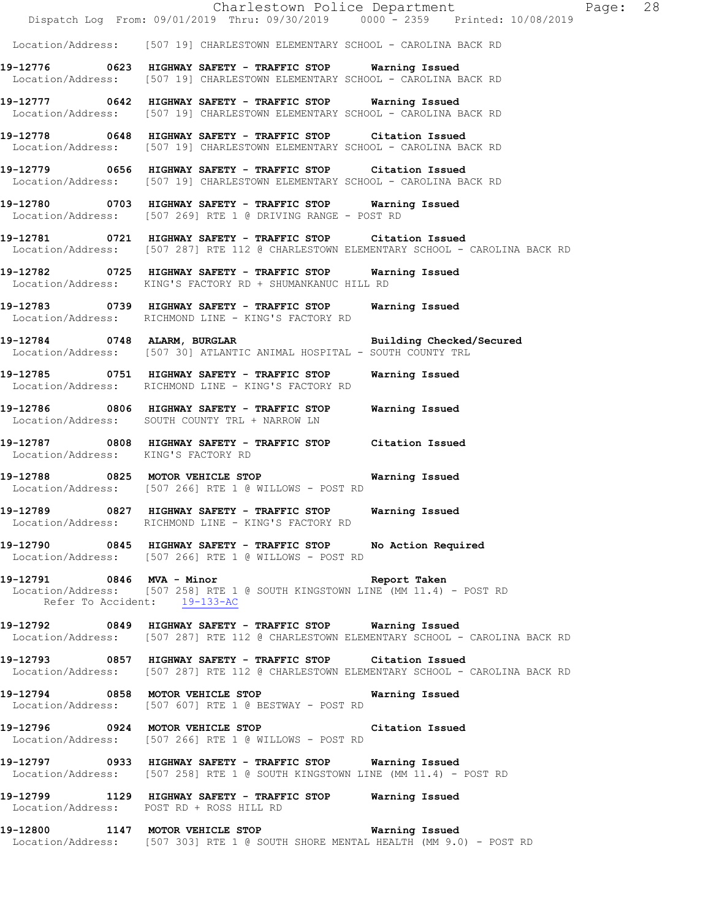Location/Address: [507 19] CHARLESTOWN ELEMENTARY SCHOOL - CAROLINA BACK RD

**19-12776 0623 HIGHWAY SAFETY - TRAFFIC STOP Warning Issued**
Location/Address: [507 19] CHARLESTOWN ELEMENTARY SCHOOL - CAROLINA BACK RD

**19-12777 0642 HIGHWAY SAFETY - TRAFFIC STOP Warning Issued**
Location/Address: [507 19] CHARLESTOWN ELEMENTARY SCHOOL - CAROLINA BACK RD

**19-12778 0648 HIGHWAY SAFETY - TRAFFIC STOP Citation Issued**
Location/Address: [507 19] CHARLESTOWN ELEMENTARY SCHOOL - CAROLINA BACK RD

**19-12779 0656 HIGHWAY SAFETY - TRAFFIC STOP Citation Issued**
Location/Address: [507 19] CHARLESTOWN ELEMENTARY SCHOOL - CAROLINA BACK RD

**19-12780 0703 HIGHWAY SAFETY - TRAFFIC STOP Warning Issued**
Location/Address: [507 269] RTE 1 @ DRIVING RANGE - POST RD

**19-12781 0721 HIGHWAY SAFETY - TRAFFIC STOP Citation Issued**
Location/Address: [507 287] RTE 112 @ CHARLESTOWN ELEMENTARY SCHOOL - CAROLINA BACK RD

**19-12782 0725 HIGHWAY SAFETY - TRAFFIC STOP Warning Issued**
Location/Address: KING'S FACTORY RD + SHUMANKANUC HILL RD

**19-12783 0739 HIGHWAY SAFETY - TRAFFIC STOP Warning Issued**
Location/Address: RICHMOND LINE - KING'S FACTORY RD

**19-12784 0748 ALARM, BURGLAR Building Checked/Secured**
Location/Address: [507 30] ATLANTIC ANIMAL HOSPITAL - SOUTH COUNTY TRL

**19-12785 0751 HIGHWAY SAFETY - TRAFFIC STOP Warning Issued**
Location/Address: RICHMOND LINE - KING'S FACTORY RD

**19-12786 0806 HIGHWAY SAFETY - TRAFFIC STOP Warning Issued**
Location/Address: SOUTH COUNTY TRL + NARROW LN

**19-12787 0808 HIGHWAY SAFETY - TRAFFIC STOP Citation Issued**
Location/Address: KING'S FACTORY RD

**19-12788 0825 MOTOR VEHICLE STOP Warning Issued**
Location/Address: [507 266] RTE 1 @ WILLOWS - POST RD

**19-12789 0827 HIGHWAY SAFETY - TRAFFIC STOP Warning Issued**
Location/Address: RICHMOND LINE - KING'S FACTORY RD

**19-12790 0845 HIGHWAY SAFETY - TRAFFIC STOP No Action Required**
Location/Address: [507 266] RTE 1 @ WILLOWS - POST RD

**19-12791 0846 MVA - Minor Report Taken**
Location/Address: [507 258] RTE 1 @ SOUTH KINGSTOWN LINE (MM 11.4) - POST RD
Refer To Accident: 19-133-AC

**19-12792 0849 HIGHWAY SAFETY - TRAFFIC STOP Warning Issued**
Location/Address: [507 287] RTE 112 @ CHARLESTOWN ELEMENTARY SCHOOL - CAROLINA BACK RD

**19-12793 0857 HIGHWAY SAFETY - TRAFFIC STOP Citation Issued**
Location/Address: [507 287] RTE 112 @ CHARLESTOWN ELEMENTARY SCHOOL - CAROLINA BACK RD

**19-12794 0858 MOTOR VEHICLE STOP Warning Issued**
Location/Address: [507 607] RTE 1 @ BESTWAY - POST RD

**19-12796 0924 MOTOR VEHICLE STOP Citation Issued**
Location/Address: [507 266] RTE 1 @ WILLOWS - POST RD

**19-12797 0933 HIGHWAY SAFETY - TRAFFIC STOP Warning Issued**
Location/Address: [507 258] RTE 1 @ SOUTH KINGSTOWN LINE (MM 11.4) - POST RD

**19-12799 1129 HIGHWAY SAFETY - TRAFFIC STOP Warning Issued**
Location/Address: POST RD + ROSS HILL RD

**19-12800 1147 MOTOR VEHICLE STOP Warning Issued**
Location/Address: [507 303] RTE 1 @ SOUTH SHORE MENTAL HEALTH (MM 9.0) - POST RD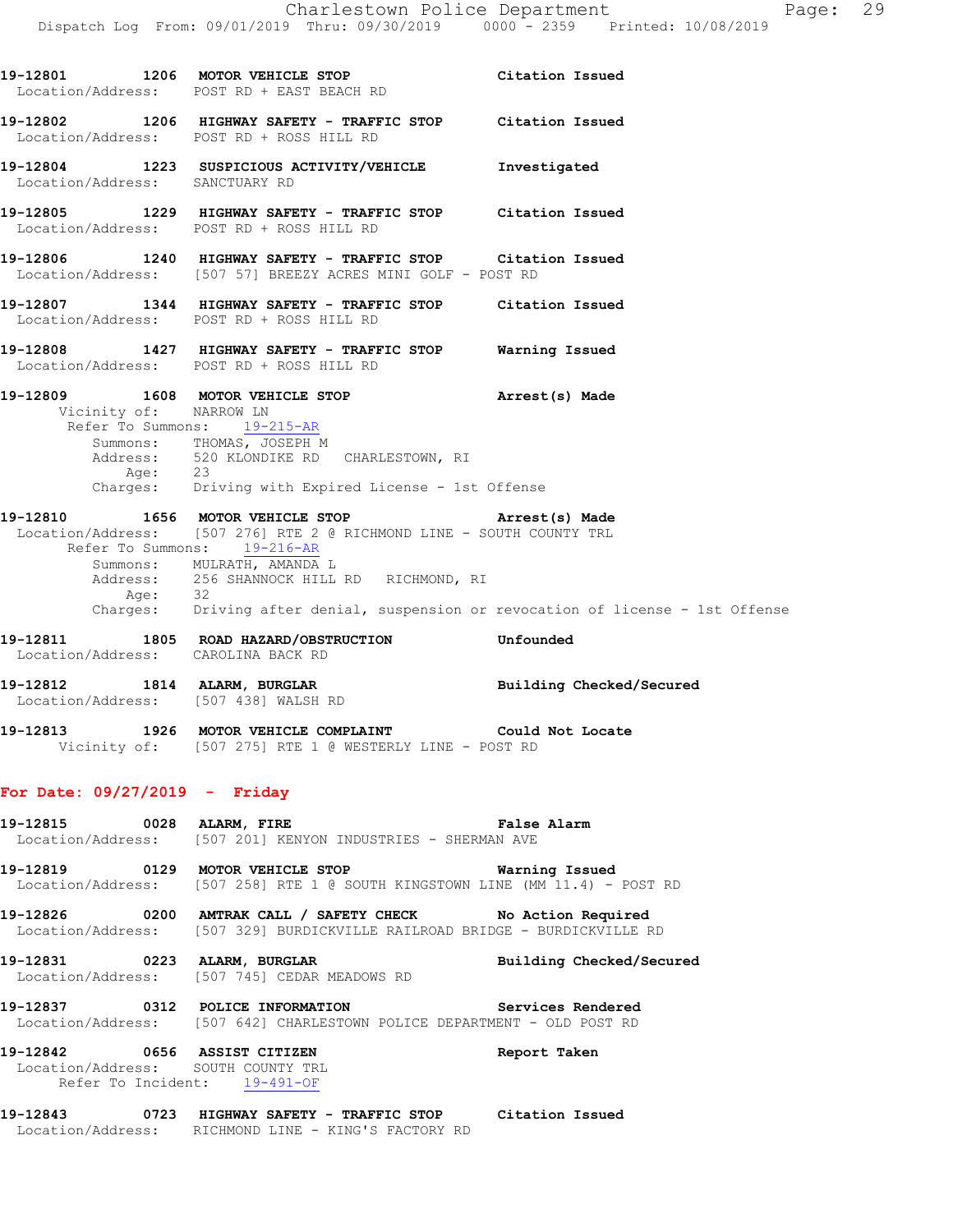19-12801 1206 MOTOR VEHICLE STOP Citation Issued
Location/Address: POST RD + EAST BEACH RD

19-12802 1206 HIGHWAY SAFETY - TRAFFIC STOP Citation Issued
Location/Address: POST RD + ROSS HILL RD

19-12804 1223 SUSPICIOUS ACTIVITY/VEHICLE Investigated
Location/Address: SANCTUARY RD

19-12805 1229 HIGHWAY SAFETY - TRAFFIC STOP Citation Issued
Location/Address: POST RD + ROSS HILL RD

19-12806 1240 HIGHWAY SAFETY - TRAFFIC STOP Citation Issued
Location/Address: [507 57] BREEZY ACRES MINI GOLF - POST RD

19-12807 1344 HIGHWAY SAFETY - TRAFFIC STOP Citation Issued
Location/Address: POST RD + ROSS HILL RD

19-12808 1427 HIGHWAY SAFETY - TRAFFIC STOP Warning Issued
Location/Address: POST RD + ROSS HILL RD

19-12809 1608 MOTOR VEHICLE STOP Arrest(s) Made
Vicinity of: NARROW LN
Refer To Summons: 19-215-AR
Summons: THOMAS, JOSEPH M
Address: 520 KLONDIKE RD CHARLESTOWN, RI
Age: 23
Charges: Driving with Expired License - 1st Offense

19-12810 1656 MOTOR VEHICLE STOP Arrest(s) Made
Location/Address: [507 276] RTE 2 @ RICHMOND LINE - SOUTH COUNTY TRL
Refer To Summons: 19-216-AR
Summons: MULRATH, AMANDA L
Address: 256 SHANNOCK HILL RD RICHMOND, RI
Age: 32
Charges: Driving after denial, suspension or revocation of license - 1st Offense

19-12811 1805 ROAD HAZARD/OBSTRUCTION Unfounded
Location/Address: CAROLINA BACK RD

19-12812 1814 ALARM, BURGLAR Building Checked/Secured
Location/Address: [507 438] WALSH RD

19-12813 1926 MOTOR VEHICLE COMPLAINT Could Not Locate
Vicinity of: [507 275] RTE 1 @ WESTERLY LINE - POST RD

## For Date: 09/27/2019 - Friday

19-12815 0028 ALARM, FIRE False Alarm
Location/Address: [507 201] KENYON INDUSTRIES - SHERMAN AVE

19-12819 0129 MOTOR VEHICLE STOP Warning Issued
Location/Address: [507 258] RTE 1 @ SOUTH KINGSTOWN LINE (MM 11.4) - POST RD

19-12826 0200 AMTRAK CALL / SAFETY CHECK No Action Required
Location/Address: [507 329] BURDICKVILLE RAILROAD BRIDGE - BURDICKVILLE RD

19-12831 0223 ALARM, BURGLAR Building Checked/Secured
Location/Address: [507 745] CEDAR MEADOWS RD

19-12837 0312 POLICE INFORMATION Services Rendered
Location/Address: [507 642] CHARLESTOWN POLICE DEPARTMENT - OLD POST RD

19-12842 0656 ASSIST CITIZEN Report Taken
Location/Address: SOUTH COUNTY TRL
Refer To Incident: 19-491-OF

19-12843 0723 HIGHWAY SAFETY - TRAFFIC STOP Citation Issued
Location/Address: RICHMOND LINE - KING'S FACTORY RD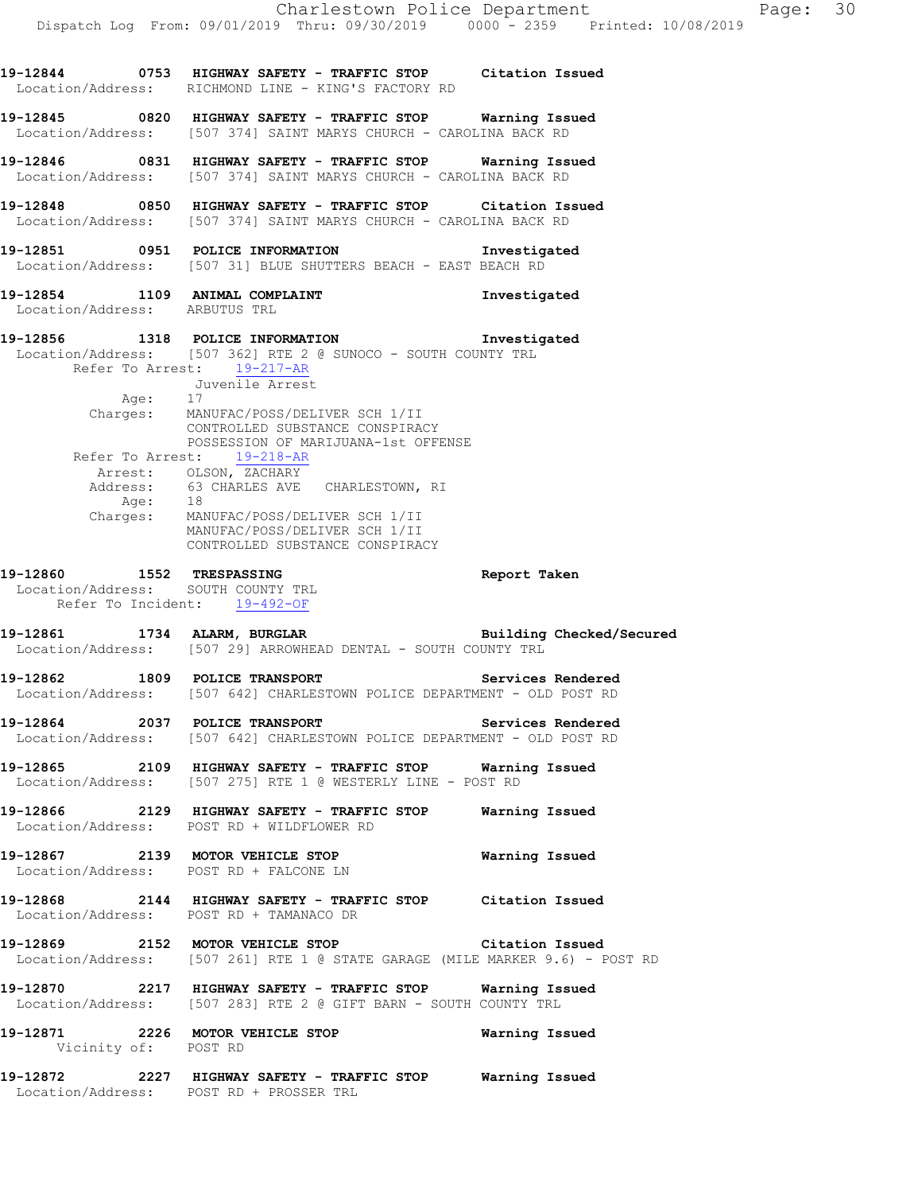**19-12844 0753 HIGHWAY SAFETY - TRAFFIC STOP Citation Issued**
Location/Address: RICHMOND LINE - KING'S FACTORY RD

**19-12845 0820 HIGHWAY SAFETY - TRAFFIC STOP Warning Issued**
Location/Address: [507 374] SAINT MARYS CHURCH - CAROLINA BACK RD

**19-12846 0831 HIGHWAY SAFETY - TRAFFIC STOP Warning Issued**
Location/Address: [507 374] SAINT MARYS CHURCH - CAROLINA BACK RD

**19-12848 0850 HIGHWAY SAFETY - TRAFFIC STOP Citation Issued**
Location/Address: [507 374] SAINT MARYS CHURCH - CAROLINA BACK RD

**19-12851 0951 POLICE INFORMATION Investigated**
Location/Address: [507 31] BLUE SHUTTERS BEACH - EAST BEACH RD

**19-12854 1109 ANIMAL COMPLAINT Investigated**
Location/Address: ARBUTUS TRL

**19-12856 1318 POLICE INFORMATION Investigated**
Location/Address: [507 362] RTE 2 @ SUNOCO - SOUTH COUNTY TRL
Refer To Arrest: 19-217-AR
Juvenile Arrest
Age: 17
Charges: MANUFAC/POSS/DELIVER SCH 1/II
CONTROLLED SUBSTANCE CONSPIRACY
POSSESSION OF MARIJUANA-1st OFFENSE
Refer To Arrest: 19-218-AR
Arrest: OLSON, ZACHARY
Address: 63 CHARLES AVE CHARLESTOWN, RI
Age: 18
Charges: MANUFAC/POSS/DELIVER SCH 1/II
MANUFAC/POSS/DELIVER SCH 1/II
CONTROLLED SUBSTANCE CONSPIRACY

**19-12860 1552 TRESPASSING Report Taken**
Location/Address: SOUTH COUNTY TRL
Refer To Incident: 19-492-OF

**19-12861 1734 ALARM, BURGLAR Building Checked/Secured**
Location/Address: [507 29] ARROWHEAD DENTAL - SOUTH COUNTY TRL

**19-12862 1809 POLICE TRANSPORT Services Rendered**
Location/Address: [507 642] CHARLESTOWN POLICE DEPARTMENT - OLD POST RD

**19-12864 2037 POLICE TRANSPORT Services Rendered**
Location/Address: [507 642] CHARLESTOWN POLICE DEPARTMENT - OLD POST RD

**19-12865 2109 HIGHWAY SAFETY - TRAFFIC STOP Warning Issued**
Location/Address: [507 275] RTE 1 @ WESTERLY LINE - POST RD

**19-12866 2129 HIGHWAY SAFETY - TRAFFIC STOP Warning Issued**
Location/Address: POST RD + WILDFLOWER RD

**19-12867 2139 MOTOR VEHICLE STOP Warning Issued**
Location/Address: POST RD + FALCONE LN

**19-12868 2144 HIGHWAY SAFETY - TRAFFIC STOP Citation Issued**
Location/Address: POST RD + TAMANACO DR

**19-12869 2152 MOTOR VEHICLE STOP Citation Issued**
Location/Address: [507 261] RTE 1 @ STATE GARAGE (MILE MARKER 9.6) - POST RD

**19-12870 2217 HIGHWAY SAFETY - TRAFFIC STOP Warning Issued**
Location/Address: [507 283] RTE 2 @ GIFT BARN - SOUTH COUNTY TRL

**19-12871 2226 MOTOR VEHICLE STOP Warning Issued**
Vicinity of: POST RD

**19-12872 2227 HIGHWAY SAFETY - TRAFFIC STOP Warning Issued**
Location/Address: POST RD + PROSSER TRL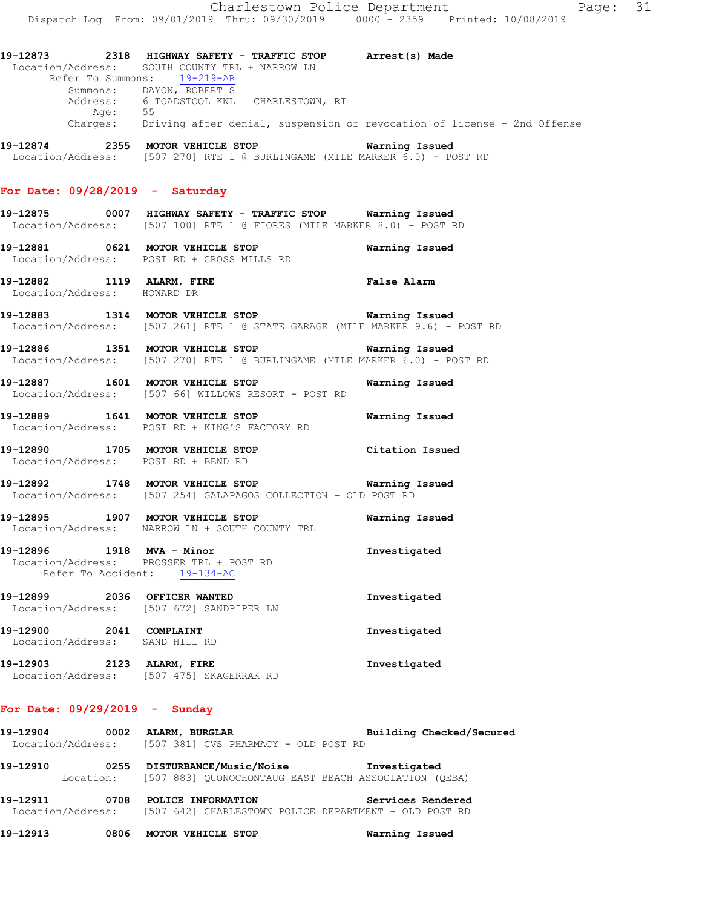**19-12873 2318 HIGHWAY SAFETY - TRAFFIC STOP Arrest(s) Made**
Location/Address: SOUTH COUNTY TRL + NARROW LN
Refer To Summons: 19-219-AR
Summons: DAYON, ROBERT S
Address: 6 TOADSTOOL KNL CHARLESTOWN, RI
Age: 55
Charges: Driving after denial, suspension or revocation of license - 2nd Offense

**19-12874 2355 MOTOR VEHICLE STOP Warning Issued**
Location/Address: [507 270] RTE 1 @ BURLINGAME (MILE MARKER 6.0) - POST RD

## For Date: 09/28/2019 - Saturday

**19-12875 0007 HIGHWAY SAFETY - TRAFFIC STOP Warning Issued**
Location/Address: [507 100] RTE 1 @ FIORES (MILE MARKER 8.0) - POST RD

**19-12881 0621 MOTOR VEHICLE STOP Warning Issued**
Location/Address: POST RD + CROSS MILLS RD

**19-12882 1119 ALARM, FIRE False Alarm**
Location/Address: HOWARD DR

**19-12883 1314 MOTOR VEHICLE STOP Warning Issued**
Location/Address: [507 261] RTE 1 @ STATE GARAGE (MILE MARKER 9.6) - POST RD

**19-12886 1351 MOTOR VEHICLE STOP Warning Issued**
Location/Address: [507 270] RTE 1 @ BURLINGAME (MILE MARKER 6.0) - POST RD

**19-12887 1601 MOTOR VEHICLE STOP Warning Issued**
Location/Address: [507 66] WILLOWS RESORT - POST RD

**19-12889 1641 MOTOR VEHICLE STOP Warning Issued**
Location/Address: POST RD + KING'S FACTORY RD

**19-12890 1705 MOTOR VEHICLE STOP Citation Issued**
Location/Address: POST RD + BEND RD

**19-12892 1748 MOTOR VEHICLE STOP Warning Issued**
Location/Address: [507 254] GALAPAGOS COLLECTION - OLD POST RD

**19-12895 1907 MOTOR VEHICLE STOP Warning Issued**
Location/Address: NARROW LN + SOUTH COUNTY TRL

**19-12896 1918 MVA - Minor Investigated**
Location/Address: PROSSER TRL + POST RD
Refer To Accident: 19-134-AC

**19-12899 2036 OFFICER WANTED Investigated**
Location/Address: [507 672] SANDPIPER LN

**19-12900 2041 COMPLAINT Investigated**
Location/Address: SAND HILL RD

**19-12903 2123 ALARM, FIRE Investigated**
Location/Address: [507 475] SKAGERRAK RD

## For Date: 09/29/2019 - Sunday

**19-12904 0002 ALARM, BURGLAR Building Checked/Secured**
Location/Address: [507 381] CVS PHARMACY - OLD POST RD

**19-12910 0255 DISTURBANCE/Music/Noise Investigated**
Location: [507 883] QUONOCHONTAUG EAST BEACH ASSOCIATION (QEBA)

**19-12911 0708 POLICE INFORMATION Services Rendered**
Location/Address: [507 642] CHARLESTOWN POLICE DEPARTMENT - OLD POST RD

**19-12913 0806 MOTOR VEHICLE STOP Warning Issued**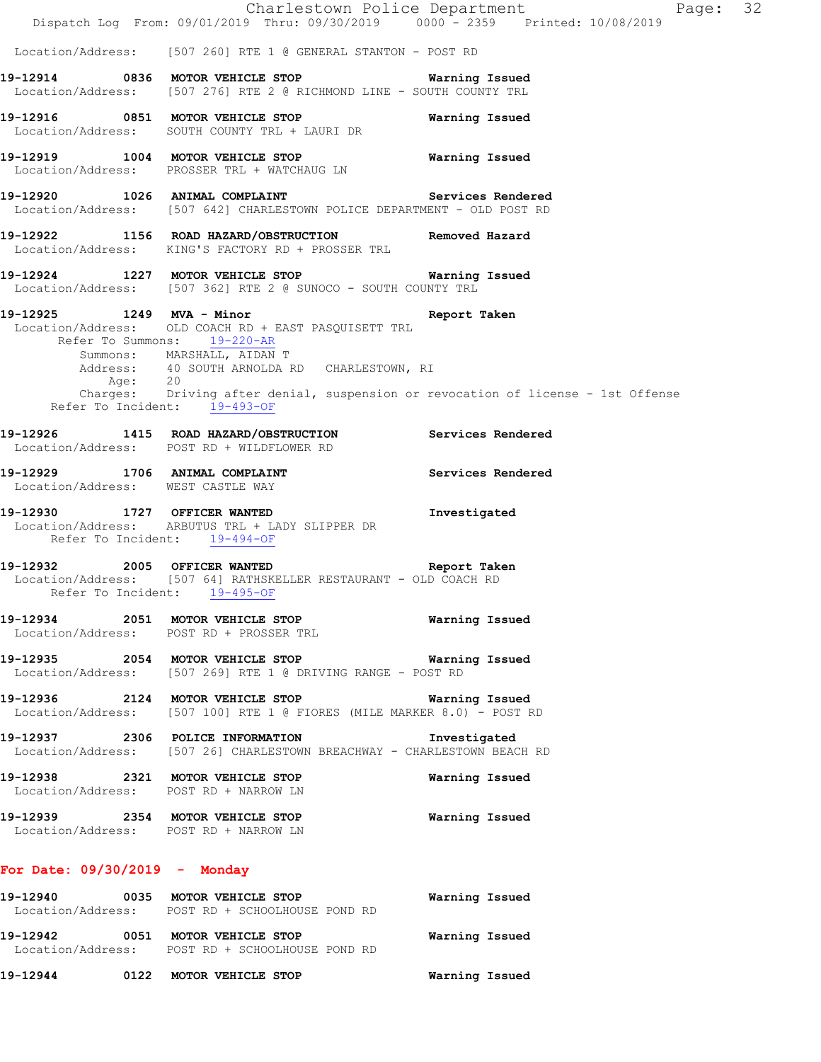Location/Address: [507 260] RTE 1 @ GENERAL STANTON - POST RD

**19-12914 0836 MOTOR VEHICLE STOP Warning Issued**
Location/Address: [507 276] RTE 2 @ RICHMOND LINE - SOUTH COUNTY TRL

**19-12916 0851 MOTOR VEHICLE STOP Warning Issued**
Location/Address: SOUTH COUNTY TRL + LAURI DR

**19-12919 1004 MOTOR VEHICLE STOP Warning Issued**
Location/Address: PROSSER TRL + WATCHAUG LN

**19-12920 1026 ANIMAL COMPLAINT Services Rendered**
Location/Address: [507 642] CHARLESTOWN POLICE DEPARTMENT - OLD POST RD

**19-12922 1156 ROAD HAZARD/OBSTRUCTION Removed Hazard**
Location/Address: KING'S FACTORY RD + PROSSER TRL

**19-12924 1227 MOTOR VEHICLE STOP Warning Issued**
Location/Address: [507 362] RTE 2 @ SUNOCO - SOUTH COUNTY TRL

**19-12925 1249 MVA - Minor Report Taken**
Location/Address: OLD COACH RD + EAST PASQUISETT TRL
Refer To Summons: 19-220-AR
Summons: MARSHALL, AIDAN T
Address: 40 SOUTH ARNOLDA RD CHARLESTOWN, RI
Age: 20
Charges: Driving after denial, suspension or revocation of license - 1st Offense
Refer To Incident: 19-493-OF

**19-12926 1415 ROAD HAZARD/OBSTRUCTION Services Rendered**
Location/Address: POST RD + WILDFLOWER RD

**19-12929 1706 ANIMAL COMPLAINT Services Rendered**
Location/Address: WEST CASTLE WAY

**19-12930 1727 OFFICER WANTED Investigated**
Location/Address: ARBUTUS TRL + LADY SLIPPER DR
Refer To Incident: 19-494-OF

**19-12932 2005 OFFICER WANTED Report Taken**
Location/Address: [507 64] RATHSKELLER RESTAURANT - OLD COACH RD
Refer To Incident: 19-495-OF

**19-12934 2051 MOTOR VEHICLE STOP Warning Issued**
Location/Address: POST RD + PROSSER TRL

**19-12935 2054 MOTOR VEHICLE STOP Warning Issued**
Location/Address: [507 269] RTE 1 @ DRIVING RANGE - POST RD

**19-12936 2124 MOTOR VEHICLE STOP Warning Issued**
Location/Address: [507 100] RTE 1 @ FIORES (MILE MARKER 8.0) - POST RD

**19-12937 2306 POLICE INFORMATION Investigated**
Location/Address: [507 26] CHARLESTOWN BREACHWAY - CHARLESTOWN BEACH RD

**19-12938 2321 MOTOR VEHICLE STOP Warning Issued**
Location/Address: POST RD + NARROW LN

**19-12939 2354 MOTOR VEHICLE STOP Warning Issued**
Location/Address: POST RD + NARROW LN

**For Date: 09/30/2019 - Monday**

**19-12940 0035 MOTOR VEHICLE STOP Warning Issued**
Location/Address: POST RD + SCHOOLHOUSE POND RD

**19-12942 0051 MOTOR VEHICLE STOP Warning Issued**
Location/Address: POST RD + SCHOOLHOUSE POND RD

**19-12944 0122 MOTOR VEHICLE STOP Warning Issued**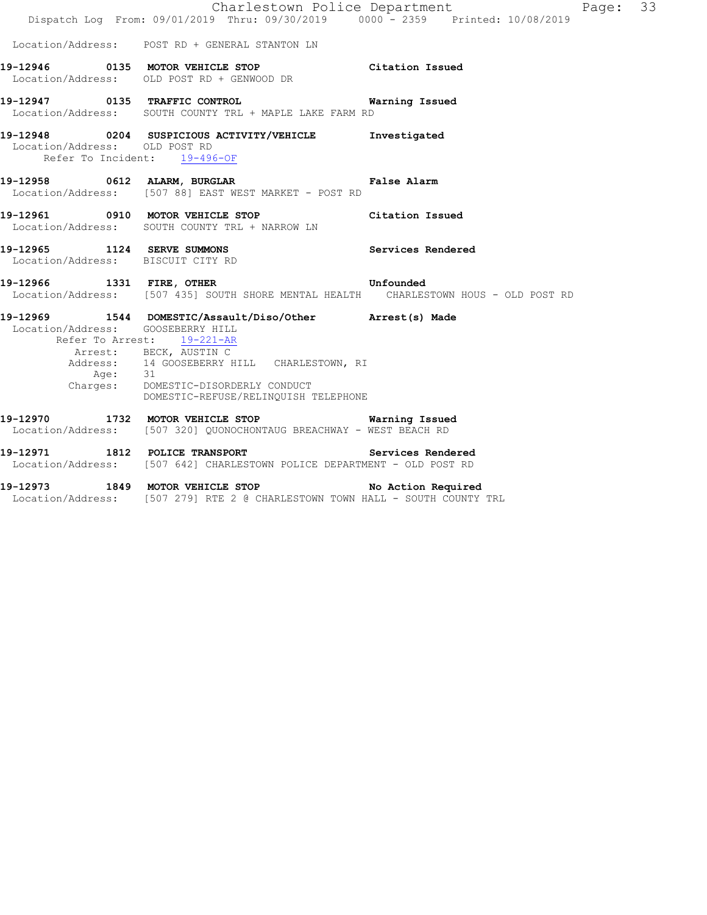Location/Address: POST RD + GENERAL STANTON LN

**19-12946 0135 MOTOR VEHICLE STOP Citation Issued**
Location/Address: OLD POST RD + GENWOOD DR

**19-12947 0135 TRAFFIC CONTROL Warning Issued**
Location/Address: SOUTH COUNTY TRL + MAPLE LAKE FARM RD

**19-12948 0204 SUSPICIOUS ACTIVITY/VEHICLE Investigated**
Location/Address: OLD POST RD
Refer To Incident: 19-496-OF

**19-12958 0612 ALARM, BURGLAR False Alarm**
Location/Address: [507 88] EAST WEST MARKET - POST RD

**19-12961 0910 MOTOR VEHICLE STOP Citation Issued**
Location/Address: SOUTH COUNTY TRL + NARROW LN

**19-12965 1124 SERVE SUMMONS Services Rendered**
Location/Address: BISCUIT CITY RD

**19-12966 1331 FIRE, OTHER Unfounded**
Location/Address: [507 435] SOUTH SHORE MENTAL HEALTH CHARLESTOWN HOUS - OLD POST RD

**19-12969 1544 DOMESTIC/Assault/Diso/Other Arrest(s) Made**
Location/Address: GOOSEBERRY HILL
Refer To Arrest: 19-221-AR
Arrest: BECK, AUSTIN C
Address: 14 GOOSEBERRY HILL CHARLESTOWN, RI
Age: 31
Charges: DOMESTIC-DISORDERLY CONDUCT
DOMESTIC-REFUSE/RELINQUISH TELEPHONE

**19-12970 1732 MOTOR VEHICLE STOP Warning Issued**
Location/Address: [507 320] QUONOCHONTAUG BREACHWAY - WEST BEACH RD

**19-12971 1812 POLICE TRANSPORT Services Rendered**
Location/Address: [507 642] CHARLESTOWN POLICE DEPARTMENT - OLD POST RD

**19-12973 1849 MOTOR VEHICLE STOP No Action Required**
Location/Address: [507 279] RTE 2 @ CHARLESTOWN TOWN HALL - SOUTH COUNTY TRL